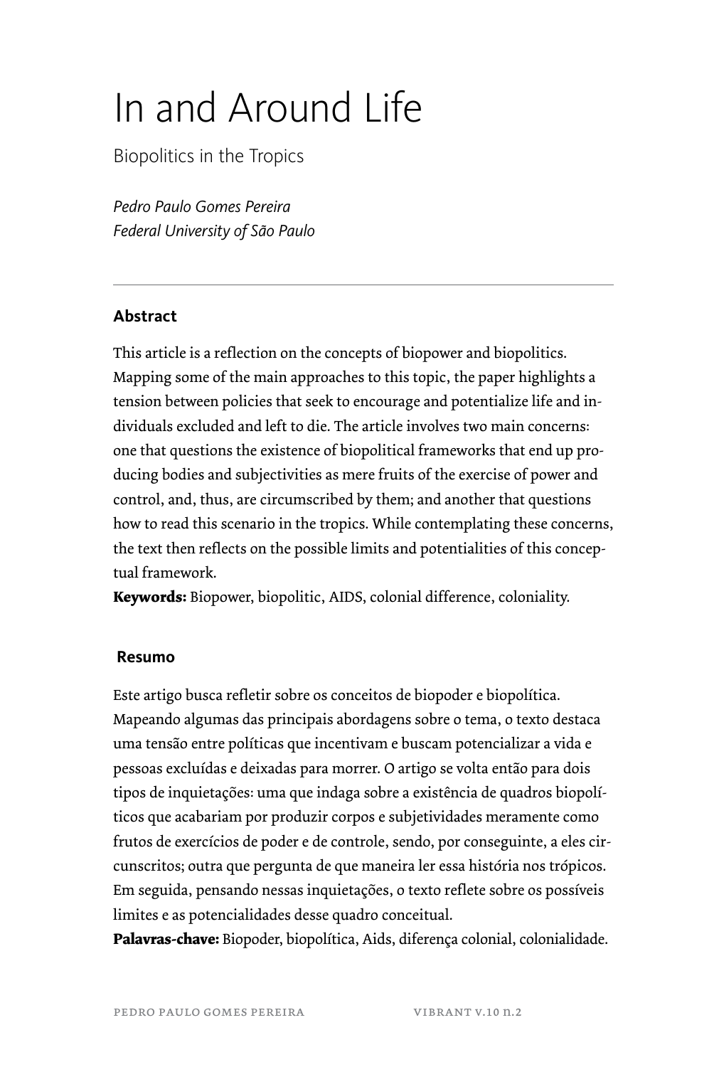# In and Around Life

## Biopolitics in the Tropics

*Pedro Paulo Gomes Pereira*
*Federal University of São Paulo*

---

### Abstract

This article is a reflection on the concepts of biopower and biopolitics. Mapping some of the main approaches to this topic, the paper highlights a tension between policies that seek to encourage and potentialize life and individuals excluded and left to die. The article involves two main concerns: one that questions the existence of biopolitical frameworks that end up producing bodies and subjectivities as mere fruits of the exercise of power and control, and, thus, are circumscribed by them; and another that questions how to read this scenario in the tropics. While contemplating these concerns, the text then reflects on the possible limits and potentialities of this conceptual framework.

**Keywords:** Biopower, biopolitic, AIDS, colonial difference, coloniality.

### Resumo

Este artigo busca refletir sobre os conceitos de biopoder e biopolítica. Mapeando algumas das principais abordagens sobre o tema, o texto destaca uma tensão entre políticas que incentivam e buscam potencializar a vida e pessoas excluídas e deixadas para morrer. O artigo se volta então para dois tipos de inquietações: uma que indaga sobre a existência de quadros biopolíticos que acabariam por produzir corpos e subjetividades meramente como frutos de exercícios de poder e de controle, sendo, por conseguinte, a eles circunscritos; outra que pergunta de que maneira ler essa história nos trópicos. Em seguida, pensando nessas inquietações, o texto reflete sobre os possíveis limites e as potencialidades desse quadro conceitual.

**Palavras-chave:** Biopoder, biopolítica, Aids, diferença colonial, colonialidade.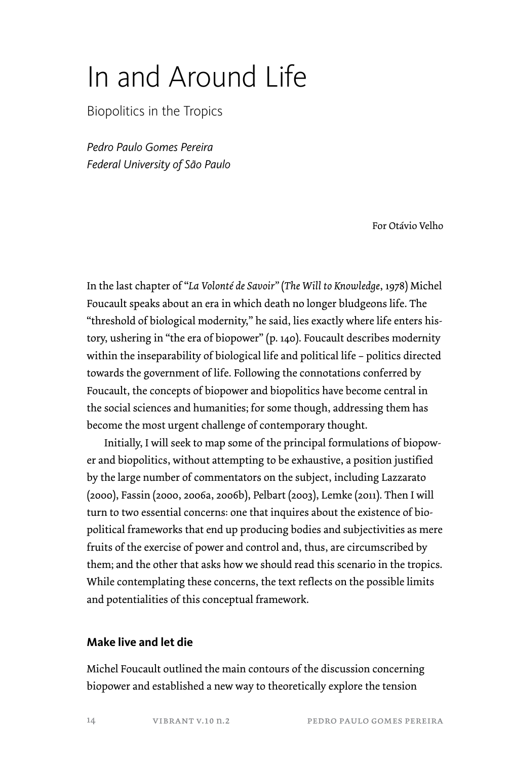# In and Around Life

Biopolitics in the Tropics

*Pedro Paulo Gomes Pereira*
*Federal University of São Paulo*

For Otávio Velho

In the last chapter of "*La Volonté de Savoir*" (*The Will to Knowledge*, 1978) Michel Foucault speaks about an era in which death no longer bludgeons life. The "threshold of biological modernity," he said, lies exactly where life enters history, ushering in "the era of biopower" (p. 140). Foucault describes modernity within the inseparability of biological life and political life – politics directed towards the government of life. Following the connotations conferred by Foucault, the concepts of biopower and biopolitics have become central in the social sciences and humanities; for some though, addressing them has become the most urgent challenge of contemporary thought.

Initially, I will seek to map some of the principal formulations of biopower and biopolitics, without attempting to be exhaustive, a position justified by the large number of commentators on the subject, including Lazzarato (2000), Fassin (2000, 2006a, 2006b), Pelbart (2003), Lemke (2011). Then I will turn to two essential concerns: one that inquires about the existence of biopolitical frameworks that end up producing bodies and subjectivities as mere fruits of the exercise of power and control and, thus, are circumscribed by them; and the other that asks how we should read this scenario in the tropics. While contemplating these concerns, the text reflects on the possible limits and potentialities of this conceptual framework.

## Make live and let die

Michel Foucault outlined the main contours of the discussion concerning biopower and established a new way to theoretically explore the tension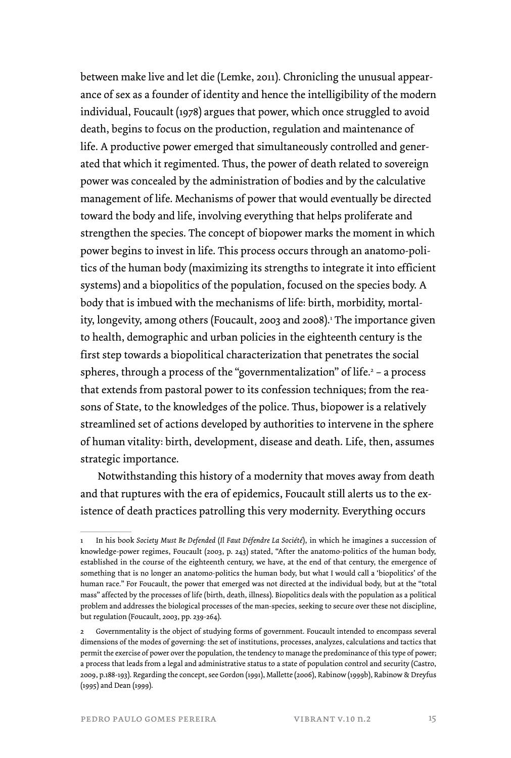between make live and let die (Lemke, 2011). Chronicling the unusual appearance of sex as a founder of identity and hence the intelligibility of the modern individual, Foucault (1978) argues that power, which once struggled to avoid death, begins to focus on the production, regulation and maintenance of life. A productive power emerged that simultaneously controlled and generated that which it regimented. Thus, the power of death related to sovereign power was concealed by the administration of bodies and by the calculative management of life. Mechanisms of power that would eventually be directed toward the body and life, involving everything that helps proliferate and strengthen the species. The concept of biopower marks the moment in which power begins to invest in life. This process occurs through an anatomo-politics of the human body (maximizing its strengths to integrate it into efficient systems) and a biopolitics of the population, focused on the species body. A body that is imbued with the mechanisms of life: birth, morbidity, mortality, longevity, among others (Foucault, 2003 and 2008).[1] The importance given to health, demographic and urban policies in the eighteenth century is the first step towards a biopolitical characterization that penetrates the social spheres, through a process of the "governmentalization" of life.[2] – a process that extends from pastoral power to its confession techniques; from the reasons of State, to the knowledges of the police. Thus, biopower is a relatively streamlined set of actions developed by authorities to intervene in the sphere of human vitality: birth, development, disease and death. Life, then, assumes strategic importance.

Notwithstanding this history of a modernity that moves away from death and that ruptures with the era of epidemics, Foucault still alerts us to the existence of death practices patrolling this very modernity. Everything occurs

---

1 In his book *Society Must Be Defended* (*Il Faut Défendre La Société*), in which he imagines a succession of knowledge-power regimes, Foucault (2003, p. 243) stated, "After the anatomo-politics of the human body, established in the course of the eighteenth century, we have, at the end of that century, the emergence of something that is no longer an anatomo-politics the human body, but what I would call a 'biopolitics' of the human race." For Foucault, the power that emerged was not directed at the individual body, but at the "total mass" affected by the processes of life (birth, death, illness). Biopolitics deals with the population as a political problem and addresses the biological processes of the man-species, seeking to secure over these not discipline, but regulation (Foucault, 2003, pp. 239-264).

2 Governmentality is the object of studying forms of government. Foucault intended to encompass several dimensions of the modes of governing: the set of institutions, processes, analyzes, calculations and tactics that permit the exercise of power over the population, the tendency to manage the predominance of this type of power; a process that leads from a legal and administrative status to a state of population control and security (Castro, 2009, p.188-193). Regarding the concept, see Gordon (1991), Mallette (2006), Rabinow (1999b), Rabinow & Dreyfus (1995) and Dean (1999).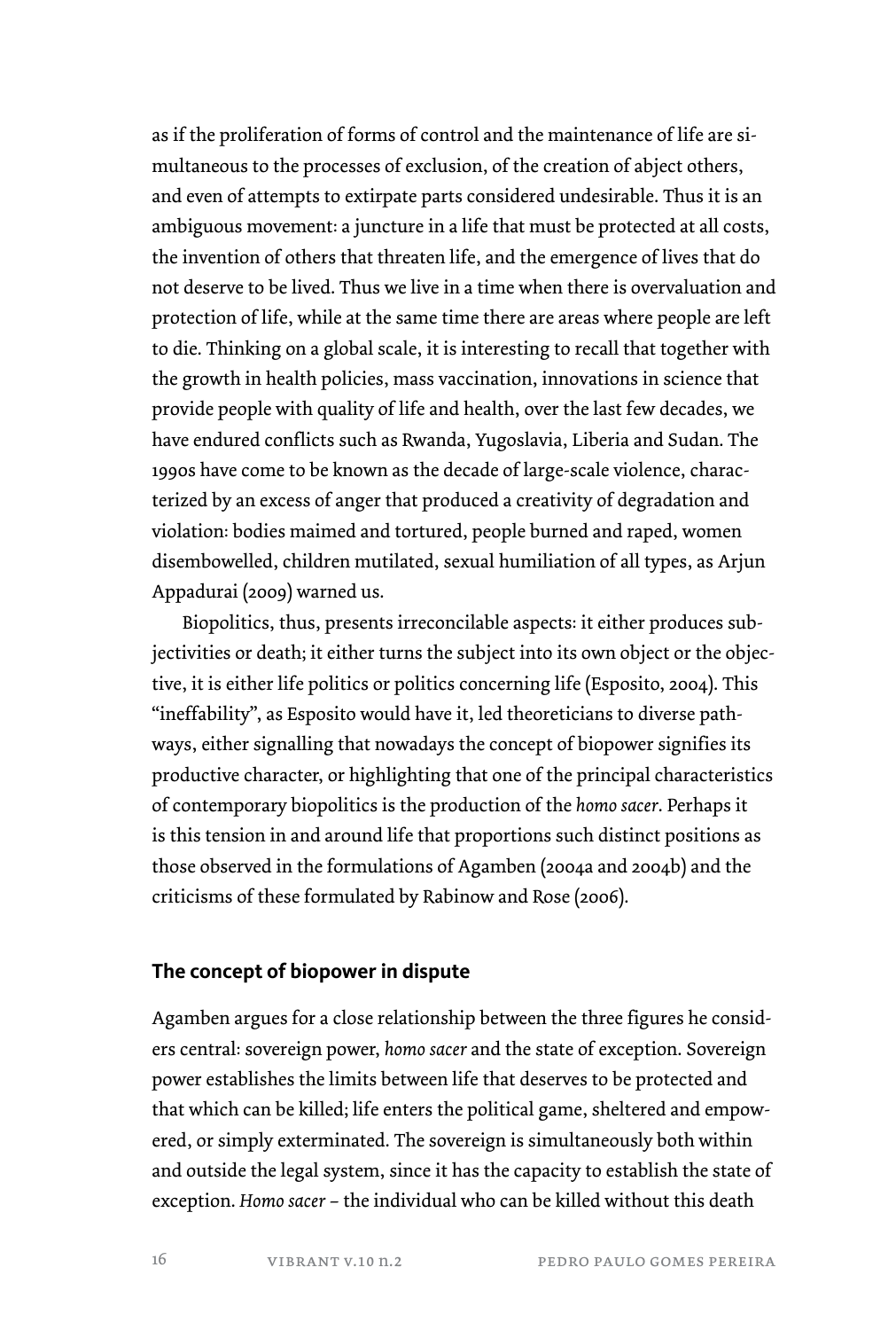as if the proliferation of forms of control and the maintenance of life are simultaneous to the processes of exclusion, of the creation of abject others, and even of attempts to extirpate parts considered undesirable. Thus it is an ambiguous movement: a juncture in a life that must be protected at all costs, the invention of others that threaten life, and the emergence of lives that do not deserve to be lived. Thus we live in a time when there is overvaluation and protection of life, while at the same time there are areas where people are left to die. Thinking on a global scale, it is interesting to recall that together with the growth in health policies, mass vaccination, innovations in science that provide people with quality of life and health, over the last few decades, we have endured conflicts such as Rwanda, Yugoslavia, Liberia and Sudan. The 1990s have come to be known as the decade of large-scale violence, characterized by an excess of anger that produced a creativity of degradation and violation: bodies maimed and tortured, people burned and raped, women disembowelled, children mutilated, sexual humiliation of all types, as Arjun Appadurai (2009) warned us.

Biopolitics, thus, presents irreconcilable aspects: it either produces subjectivities or death; it either turns the subject into its own object or the objective, it is either life politics or politics concerning life (Esposito, 2004). This "ineffability", as Esposito would have it, led theoreticians to diverse pathways, either signalling that nowadays the concept of biopower signifies its productive character, or highlighting that one of the principal characteristics of contemporary biopolitics is the production of the *homo sacer*. Perhaps it is this tension in and around life that proportions such distinct positions as those observed in the formulations of Agamben (2004a and 2004b) and the criticisms of these formulated by Rabinow and Rose (2006).

## The concept of biopower in dispute

Agamben argues for a close relationship between the three figures he considers central: sovereign power, *homo sacer* and the state of exception. Sovereign power establishes the limits between life that deserves to be protected and that which can be killed; life enters the political game, sheltered and empowered, or simply exterminated. The sovereign is simultaneously both within and outside the legal system, since it has the capacity to establish the state of exception. *Homo sacer* – the individual who can be killed without this death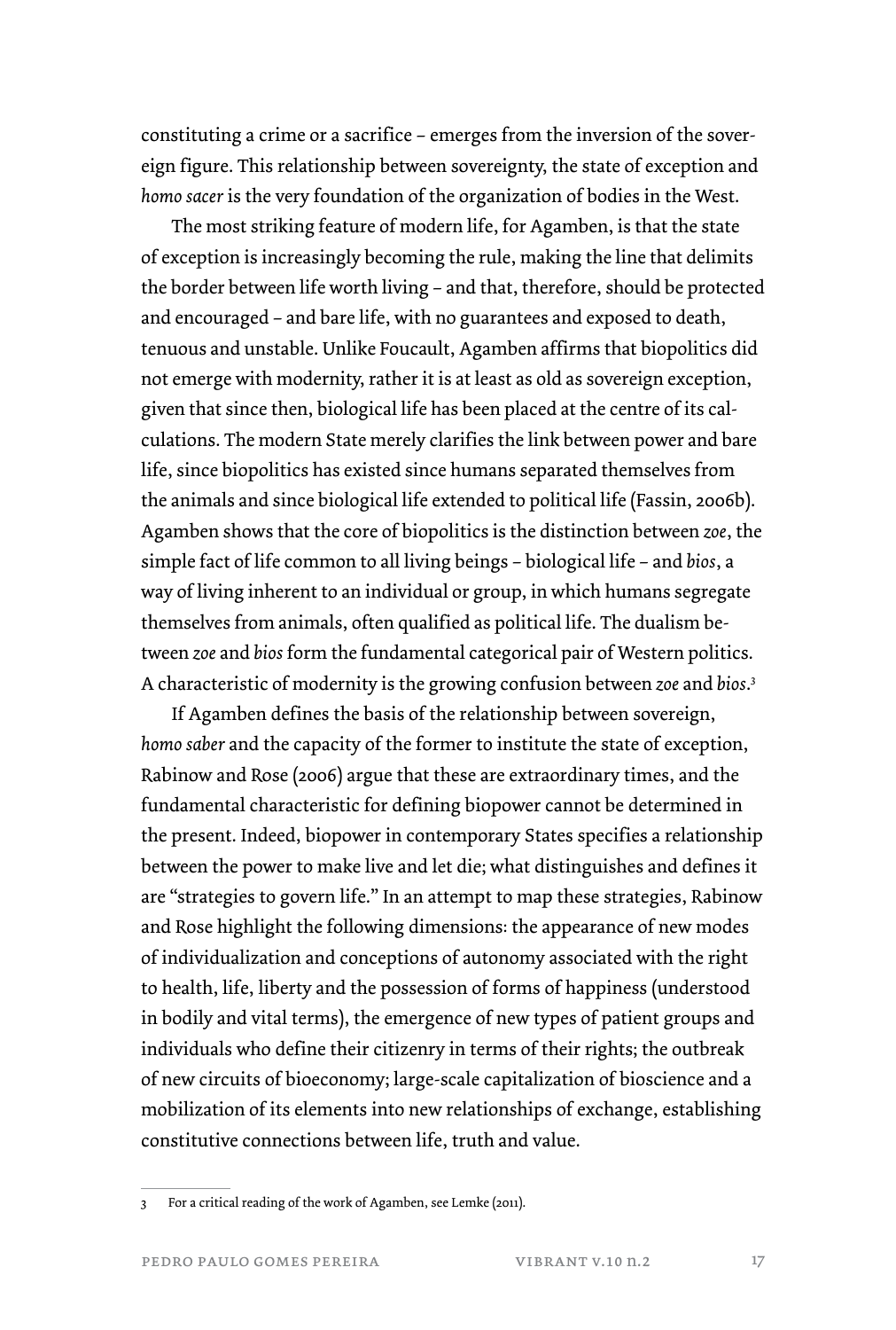constituting a crime or a sacrifice – emerges from the inversion of the sovereign figure. This relationship between sovereignty, the state of exception and *homo sacer* is the very foundation of the organization of bodies in the West.

The most striking feature of modern life, for Agamben, is that the state of exception is increasingly becoming the rule, making the line that delimits the border between life worth living – and that, therefore, should be protected and encouraged – and bare life, with no guarantees and exposed to death, tenuous and unstable. Unlike Foucault, Agamben affirms that biopolitics did not emerge with modernity, rather it is at least as old as sovereign exception, given that since then, biological life has been placed at the centre of its calculations. The modern State merely clarifies the link between power and bare life, since biopolitics has existed since humans separated themselves from the animals and since biological life extended to political life (Fassin, 2006b). Agamben shows that the core of biopolitics is the distinction between *zoe*, the simple fact of life common to all living beings – biological life – and *bios*, a way of living inherent to an individual or group, in which humans segregate themselves from animals, often qualified as political life. The dualism between *zoe* and *bios* form the fundamental categorical pair of Western politics. A characteristic of modernity is the growing confusion between *zoe* and *bios*.[3]

If Agamben defines the basis of the relationship between sovereign, *homo saber* and the capacity of the former to institute the state of exception, Rabinow and Rose (2006) argue that these are extraordinary times, and the fundamental characteristic for defining biopower cannot be determined in the present. Indeed, biopower in contemporary States specifies a relationship between the power to make live and let die; what distinguishes and defines it are "strategies to govern life." In an attempt to map these strategies, Rabinow and Rose highlight the following dimensions: the appearance of new modes of individualization and conceptions of autonomy associated with the right to health, life, liberty and the possession of forms of happiness (understood in bodily and vital terms), the emergence of new types of patient groups and individuals who define their citizenry in terms of their rights; the outbreak of new circuits of bioeconomy; large-scale capitalization of bioscience and a mobilization of its elements into new relationships of exchange, establishing constitutive connections between life, truth and value.

---

3 For a critical reading of the work of Agamben, see Lemke (2011).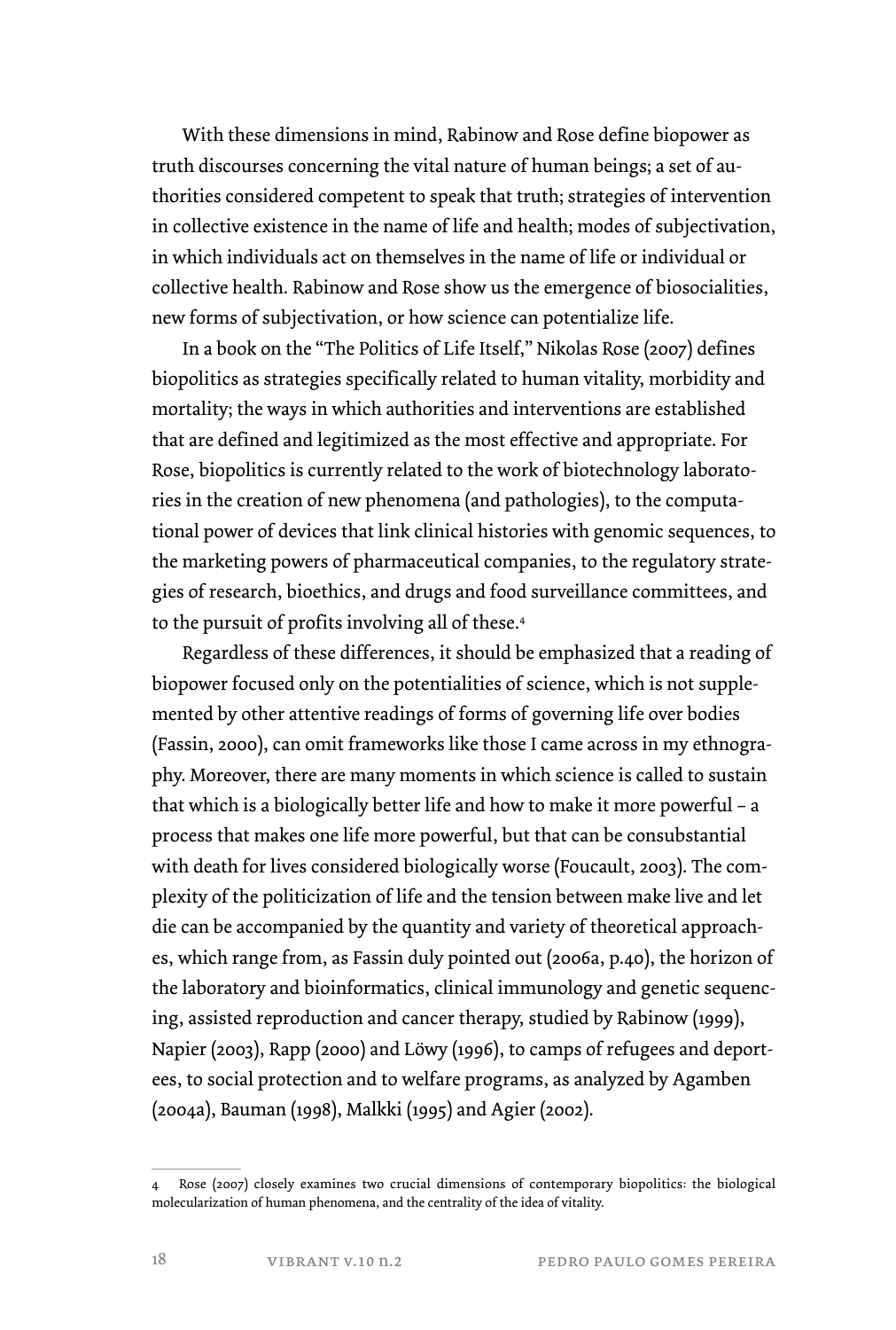With these dimensions in mind, Rabinow and Rose define biopower as truth discourses concerning the vital nature of human beings; a set of authorities considered competent to speak that truth; strategies of intervention in collective existence in the name of life and health; modes of subjectivation, in which individuals act on themselves in the name of life or individual or collective health. Rabinow and Rose show us the emergence of biosocialities, new forms of subjectivation, or how science can potentialize life.

In a book on the "The Politics of Life Itself," Nikolas Rose (2007) defines biopolitics as strategies specifically related to human vitality, morbidity and mortality; the ways in which authorities and interventions are established that are defined and legitimized as the most effective and appropriate. For Rose, biopolitics is currently related to the work of biotechnology laboratories in the creation of new phenomena (and pathologies), to the computational power of devices that link clinical histories with genomic sequences, to the marketing powers of pharmaceutical companies, to the regulatory strategies of research, bioethics, and drugs and food surveillance committees, and to the pursuit of profits involving all of these.[4]

Regardless of these differences, it should be emphasized that a reading of biopower focused only on the potentialities of science, which is not supplemented by other attentive readings of forms of governing life over bodies (Fassin, 2000), can omit frameworks like those I came across in my ethnography. Moreover, there are many moments in which science is called to sustain that which is a biologically better life and how to make it more powerful – a process that makes one life more powerful, but that can be consubstantial with death for lives considered biologically worse (Foucault, 2003). The complexity of the politicization of life and the tension between make live and let die can be accompanied by the quantity and variety of theoretical approaches, which range from, as Fassin duly pointed out (2006a, p.40), the horizon of the laboratory and bioinformatics, clinical immunology and genetic sequencing, assisted reproduction and cancer therapy, studied by Rabinow (1999), Napier (2003), Rapp (2000) and Löwy (1996), to camps of refugees and deportees, to social protection and to welfare programs, as analyzed by Agamben (2004a), Bauman (1998), Malkki (1995) and Agier (2002).

---

4 Rose (2007) closely examines two crucial dimensions of contemporary biopolitics: the biological molecularization of human phenomena, and the centrality of the idea of vitality.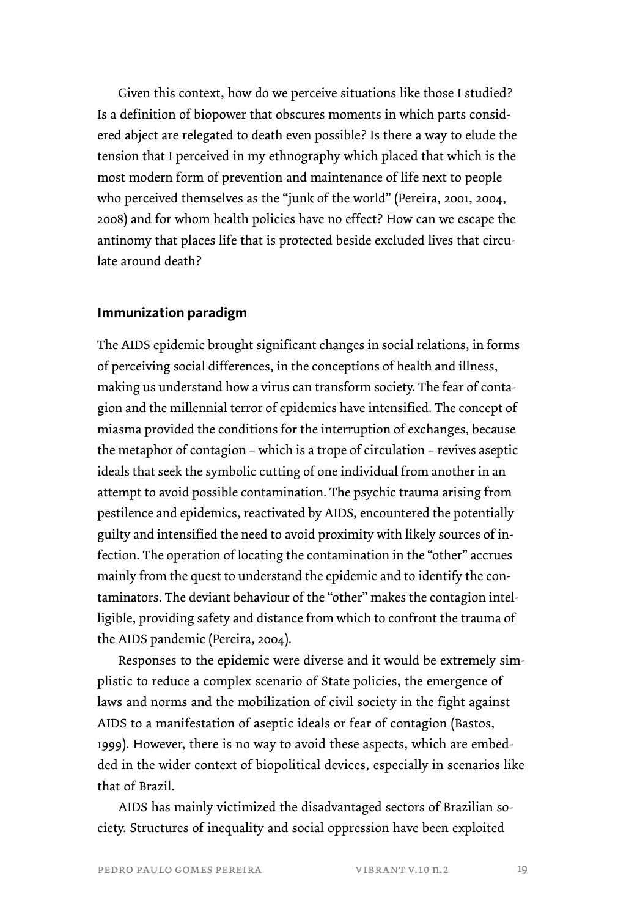Given this context, how do we perceive situations like those I studied? Is a definition of biopower that obscures moments in which parts considered abject are relegated to death even possible? Is there a way to elude the tension that I perceived in my ethnography which placed that which is the most modern form of prevention and maintenance of life next to people who perceived themselves as the "junk of the world" (Pereira, 2001, 2004, 2008) and for whom health policies have no effect? How can we escape the antinomy that places life that is protected beside excluded lives that circulate around death?

## Immunization paradigm

The AIDS epidemic brought significant changes in social relations, in forms of perceiving social differences, in the conceptions of health and illness, making us understand how a virus can transform society. The fear of contagion and the millennial terror of epidemics have intensified. The concept of miasma provided the conditions for the interruption of exchanges, because the metaphor of contagion – which is a trope of circulation – revives aseptic ideals that seek the symbolic cutting of one individual from another in an attempt to avoid possible contamination. The psychic trauma arising from pestilence and epidemics, reactivated by AIDS, encountered the potentially guilty and intensified the need to avoid proximity with likely sources of infection. The operation of locating the contamination in the "other" accrues mainly from the quest to understand the epidemic and to identify the contaminators. The deviant behaviour of the "other" makes the contagion intelligible, providing safety and distance from which to confront the trauma of the AIDS pandemic (Pereira, 2004).

Responses to the epidemic were diverse and it would be extremely simplistic to reduce a complex scenario of State policies, the emergence of laws and norms and the mobilization of civil society in the fight against AIDS to a manifestation of aseptic ideals or fear of contagion (Bastos, 1999). However, there is no way to avoid these aspects, which are embedded in the wider context of biopolitical devices, especially in scenarios like that of Brazil.

AIDS has mainly victimized the disadvantaged sectors of Brazilian society. Structures of inequality and social oppression have been exploited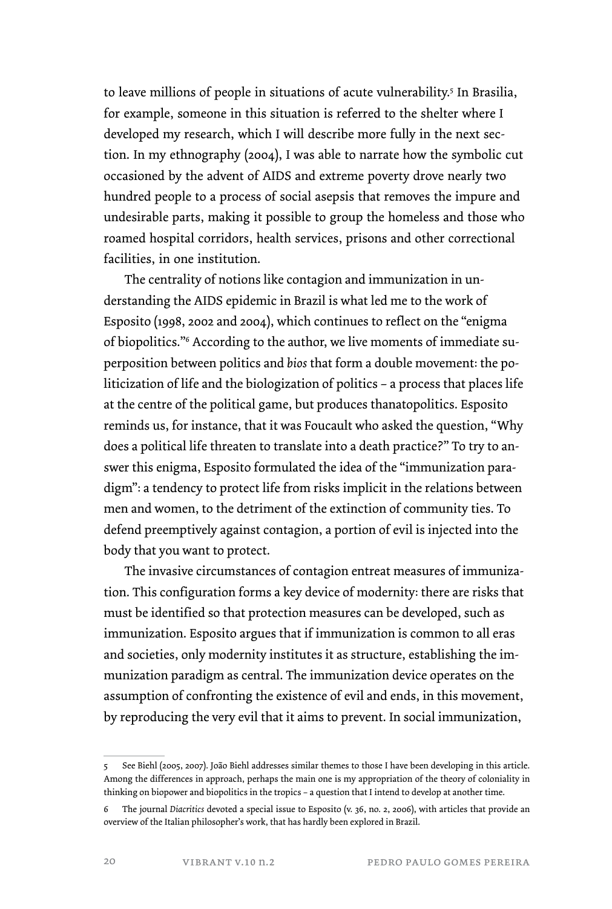to leave millions of people in situations of acute vulnerability.[5] In Brasilia, for example, someone in this situation is referred to the shelter where I developed my research, which I will describe more fully in the next section. In my ethnography (2004), I was able to narrate how the symbolic cut occasioned by the advent of AIDS and extreme poverty drove nearly two hundred people to a process of social asepsis that removes the impure and undesirable parts, making it possible to group the homeless and those who roamed hospital corridors, health services, prisons and other correctional facilities, in one institution.

The centrality of notions like contagion and immunization in understanding the AIDS epidemic in Brazil is what led me to the work of Esposito (1998, 2002 and 2004), which continues to reflect on the "enigma of biopolitics."[6] According to the author, we live moments of immediate superposition between politics and *bios* that form a double movement: the politicization of life and the biologization of politics – a process that places life at the centre of the political game, but produces thanatopolitics. Esposito reminds us, for instance, that it was Foucault who asked the question, "Why does a political life threaten to translate into a death practice?" To try to answer this enigma, Esposito formulated the idea of the "immunization paradigm": a tendency to protect life from risks implicit in the relations between men and women, to the detriment of the extinction of community ties. To defend preemptively against contagion, a portion of evil is injected into the body that you want to protect.

The invasive circumstances of contagion entreat measures of immunization. This configuration forms a key device of modernity: there are risks that must be identified so that protection measures can be developed, such as immunization. Esposito argues that if immunization is common to all eras and societies, only modernity institutes it as structure, establishing the immunization paradigm as central. The immunization device operates on the assumption of confronting the existence of evil and ends, in this movement, by reproducing the very evil that it aims to prevent. In social immunization,

---

5 See Biehl (2005, 2007). João Biehl addresses similar themes to those I have been developing in this article. Among the differences in approach, perhaps the main one is my appropriation of the theory of coloniality in thinking on biopower and biopolitics in the tropics – a question that I intend to develop at another time.

6 The journal *Diacritics* devoted a special issue to Esposito (v. 36, no. 2, 2006), with articles that provide an overview of the Italian philosopher's work, that has hardly been explored in Brazil.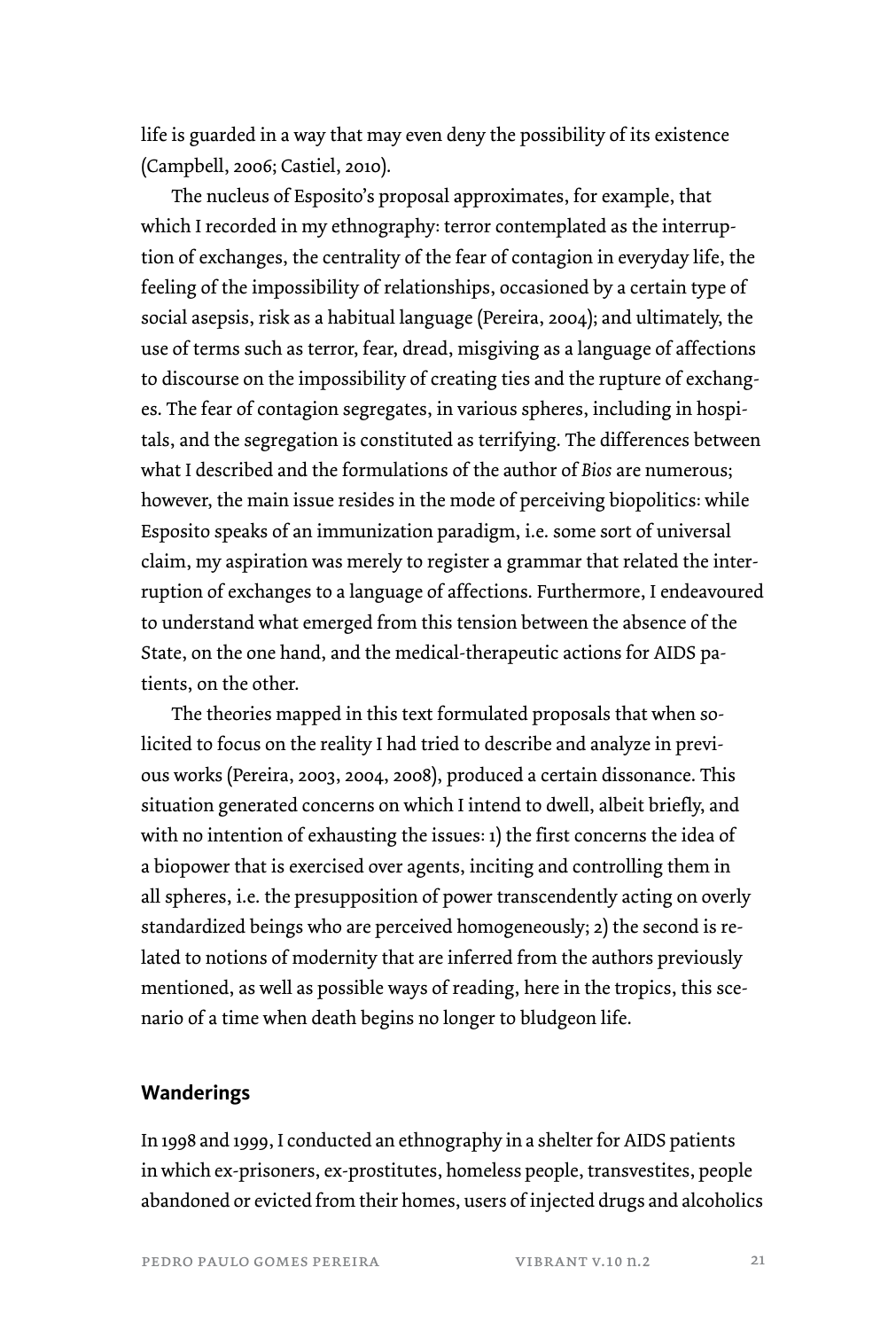life is guarded in a way that may even deny the possibility of its existence (Campbell, 2006; Castiel, 2010).

The nucleus of Esposito's proposal approximates, for example, that which I recorded in my ethnography: terror contemplated as the interruption of exchanges, the centrality of the fear of contagion in everyday life, the feeling of the impossibility of relationships, occasioned by a certain type of social asepsis, risk as a habitual language (Pereira, 2004); and ultimately, the use of terms such as terror, fear, dread, misgiving as a language of affections to discourse on the impossibility of creating ties and the rupture of exchanges. The fear of contagion segregates, in various spheres, including in hospitals, and the segregation is constituted as terrifying. The differences between what I described and the formulations of the author of *Bios* are numerous; however, the main issue resides in the mode of perceiving biopolitics: while Esposito speaks of an immunization paradigm, i.e. some sort of universal claim, my aspiration was merely to register a grammar that related the interruption of exchanges to a language of affections. Furthermore, I endeavoured to understand what emerged from this tension between the absence of the State, on the one hand, and the medical-therapeutic actions for AIDS patients, on the other.

The theories mapped in this text formulated proposals that when solicited to focus on the reality I had tried to describe and analyze in previous works (Pereira, 2003, 2004, 2008), produced a certain dissonance. This situation generated concerns on which I intend to dwell, albeit briefly, and with no intention of exhausting the issues: 1) the first concerns the idea of a biopower that is exercised over agents, inciting and controlling them in all spheres, i.e. the presupposition of power transcendently acting on overly standardized beings who are perceived homogeneously; 2) the second is related to notions of modernity that are inferred from the authors previously mentioned, as well as possible ways of reading, here in the tropics, this scenario of a time when death begins no longer to bludgeon life.

## Wanderings

In 1998 and 1999, I conducted an ethnography in a shelter for AIDS patients in which ex-prisoners, ex-prostitutes, homeless people, transvestites, people abandoned or evicted from their homes, users of injected drugs and alcoholics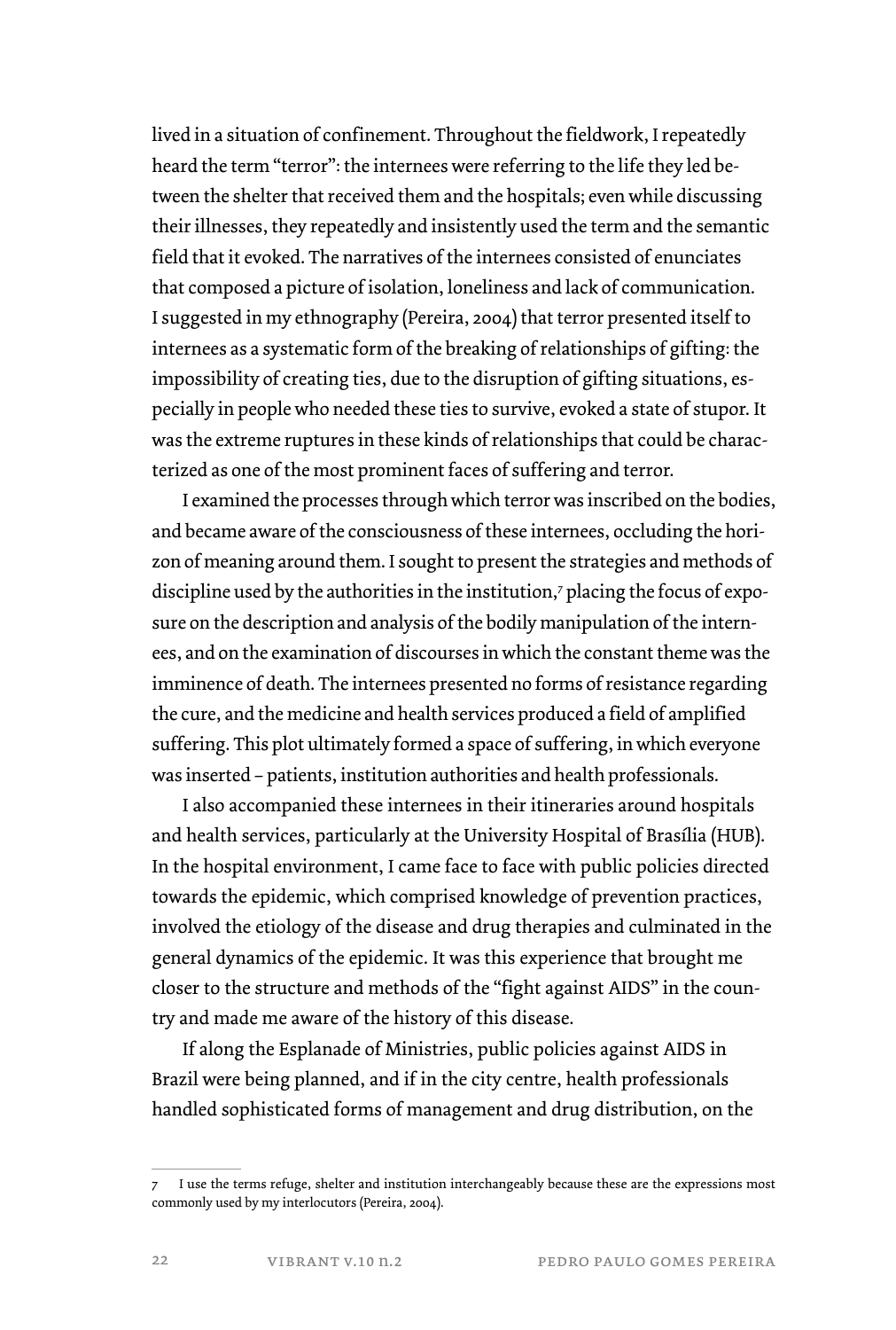lived in a situation of confinement. Throughout the fieldwork, I repeatedly heard the term "terror": the internees were referring to the life they led between the shelter that received them and the hospitals; even while discussing their illnesses, they repeatedly and insistently used the term and the semantic field that it evoked. The narratives of the internees consisted of enunciates that composed a picture of isolation, loneliness and lack of communication. I suggested in my ethnography (Pereira, 2004) that terror presented itself to internees as a systematic form of the breaking of relationships of gifting: the impossibility of creating ties, due to the disruption of gifting situations, especially in people who needed these ties to survive, evoked a state of stupor. It was the extreme ruptures in these kinds of relationships that could be characterized as one of the most prominent faces of suffering and terror.

I examined the processes through which terror was inscribed on the bodies, and became aware of the consciousness of these internees, occluding the horizon of meaning around them. I sought to present the strategies and methods of discipline used by the authorities in the institution,[7] placing the focus of exposure on the description and analysis of the bodily manipulation of the internees, and on the examination of discourses in which the constant theme was the imminence of death. The internees presented no forms of resistance regarding the cure, and the medicine and health services produced a field of amplified suffering. This plot ultimately formed a space of suffering, in which everyone was inserted – patients, institution authorities and health professionals.

I also accompanied these internees in their itineraries around hospitals and health services, particularly at the University Hospital of Brasília (HUB). In the hospital environment, I came face to face with public policies directed towards the epidemic, which comprised knowledge of prevention practices, involved the etiology of the disease and drug therapies and culminated in the general dynamics of the epidemic. It was this experience that brought me closer to the structure and methods of the "fight against AIDS" in the country and made me aware of the history of this disease.

If along the Esplanade of Ministries, public policies against AIDS in Brazil were being planned, and if in the city centre, health professionals handled sophisticated forms of management and drug distribution, on the

---

7 I use the terms refuge, shelter and institution interchangeably because these are the expressions most commonly used by my interlocutors (Pereira, 2004).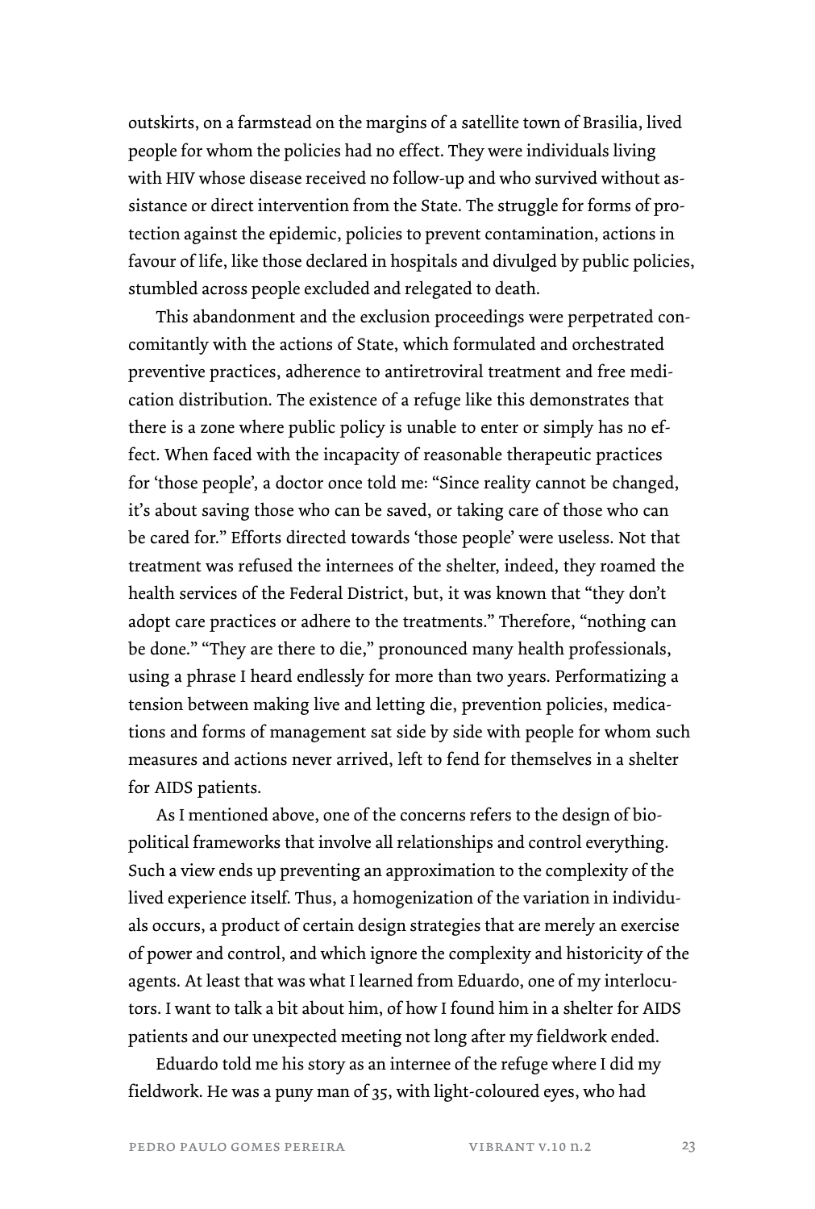outskirts, on a farmstead on the margins of a satellite town of Brasilia, lived people for whom the policies had no effect. They were individuals living with HIV whose disease received no follow-up and who survived without assistance or direct intervention from the State. The struggle for forms of protection against the epidemic, policies to prevent contamination, actions in favour of life, like those declared in hospitals and divulged by public policies, stumbled across people excluded and relegated to death.

This abandonment and the exclusion proceedings were perpetrated concomitantly with the actions of State, which formulated and orchestrated preventive practices, adherence to antiretroviral treatment and free medication distribution. The existence of a refuge like this demonstrates that there is a zone where public policy is unable to enter or simply has no effect. When faced with the incapacity of reasonable therapeutic practices for 'those people', a doctor once told me: "Since reality cannot be changed, it's about saving those who can be saved, or taking care of those who can be cared for." Efforts directed towards 'those people' were useless. Not that treatment was refused the internees of the shelter, indeed, they roamed the health services of the Federal District, but, it was known that "they don't adopt care practices or adhere to the treatments." Therefore, "nothing can be done." "They are there to die," pronounced many health professionals, using a phrase I heard endlessly for more than two years. Performatizing a tension between making live and letting die, prevention policies, medications and forms of management sat side by side with people for whom such measures and actions never arrived, left to fend for themselves in a shelter for AIDS patients.

As I mentioned above, one of the concerns refers to the design of biopolitical frameworks that involve all relationships and control everything. Such a view ends up preventing an approximation to the complexity of the lived experience itself. Thus, a homogenization of the variation in individuals occurs, a product of certain design strategies that are merely an exercise of power and control, and which ignore the complexity and historicity of the agents. At least that was what I learned from Eduardo, one of my interlocutors. I want to talk a bit about him, of how I found him in a shelter for AIDS patients and our unexpected meeting not long after my fieldwork ended.

Eduardo told me his story as an internee of the refuge where I did my fieldwork. He was a puny man of 35, with light-coloured eyes, who had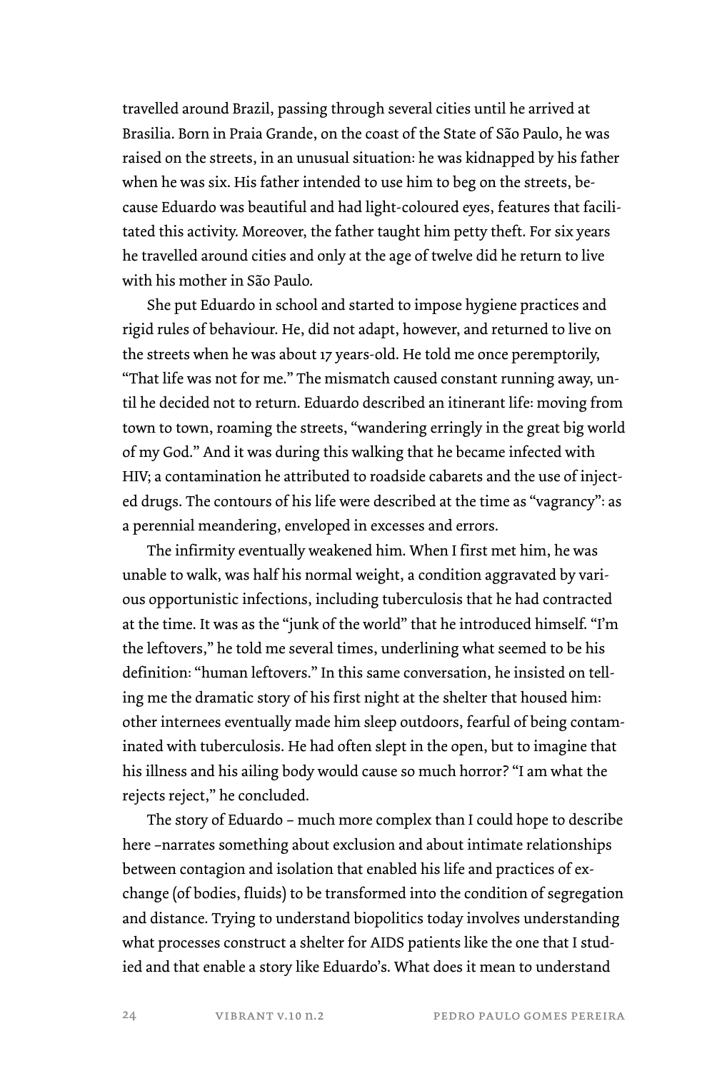travelled around Brazil, passing through several cities until he arrived at Brasilia. Born in Praia Grande, on the coast of the State of São Paulo, he was raised on the streets, in an unusual situation: he was kidnapped by his father when he was six. His father intended to use him to beg on the streets, because Eduardo was beautiful and had light-coloured eyes, features that facilitated this activity. Moreover, the father taught him petty theft. For six years he travelled around cities and only at the age of twelve did he return to live with his mother in São Paulo.

She put Eduardo in school and started to impose hygiene practices and rigid rules of behaviour. He, did not adapt, however, and returned to live on the streets when he was about 17 years-old. He told me once peremptorily, "That life was not for me." The mismatch caused constant running away, until he decided not to return. Eduardo described an itinerant life: moving from town to town, roaming the streets, "wandering erringly in the great big world of my God." And it was during this walking that he became infected with HIV; a contamination he attributed to roadside cabarets and the use of injected drugs. The contours of his life were described at the time as "vagrancy": as a perennial meandering, enveloped in excesses and errors.

The infirmity eventually weakened him. When I first met him, he was unable to walk, was half his normal weight, a condition aggravated by various opportunistic infections, including tuberculosis that he had contracted at the time. It was as the "junk of the world" that he introduced himself. "I'm the leftovers," he told me several times, underlining what seemed to be his definition: "human leftovers." In this same conversation, he insisted on telling me the dramatic story of his first night at the shelter that housed him: other internees eventually made him sleep outdoors, fearful of being contaminated with tuberculosis. He had often slept in the open, but to imagine that his illness and his ailing body would cause so much horror? "I am what the rejects reject," he concluded.

The story of Eduardo – much more complex than I could hope to describe here –narrates something about exclusion and about intimate relationships between contagion and isolation that enabled his life and practices of exchange (of bodies, fluids) to be transformed into the condition of segregation and distance. Trying to understand biopolitics today involves understanding what processes construct a shelter for AIDS patients like the one that I studied and that enable a story like Eduardo's. What does it mean to understand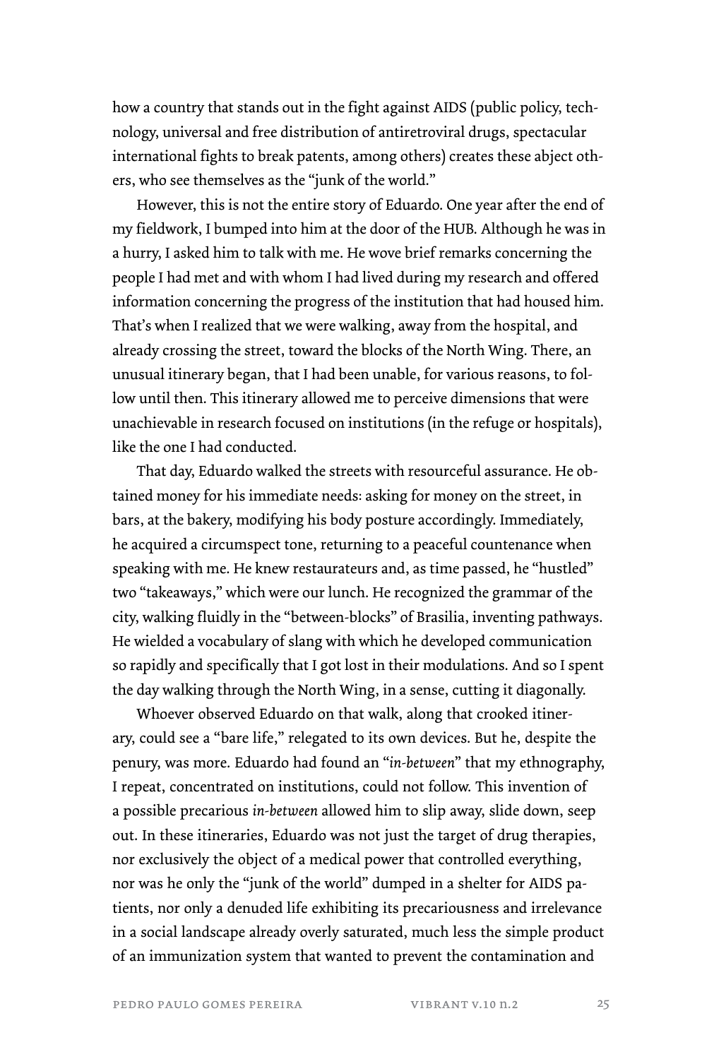how a country that stands out in the fight against AIDS (public policy, technology, universal and free distribution of antiretroviral drugs, spectacular international fights to break patents, among others) creates these abject others, who see themselves as the "junk of the world."

However, this is not the entire story of Eduardo. One year after the end of my fieldwork, I bumped into him at the door of the HUB. Although he was in a hurry, I asked him to talk with me. He wove brief remarks concerning the people I had met and with whom I had lived during my research and offered information concerning the progress of the institution that had housed him. That's when I realized that we were walking, away from the hospital, and already crossing the street, toward the blocks of the North Wing. There, an unusual itinerary began, that I had been unable, for various reasons, to follow until then. This itinerary allowed me to perceive dimensions that were unachievable in research focused on institutions (in the refuge or hospitals), like the one I had conducted.

That day, Eduardo walked the streets with resourceful assurance. He obtained money for his immediate needs: asking for money on the street, in bars, at the bakery, modifying his body posture accordingly. Immediately, he acquired a circumspect tone, returning to a peaceful countenance when speaking with me. He knew restaurateurs and, as time passed, he "hustled" two "takeaways," which were our lunch. He recognized the grammar of the city, walking fluidly in the "between-blocks" of Brasilia, inventing pathways. He wielded a vocabulary of slang with which he developed communication so rapidly and specifically that I got lost in their modulations. And so I spent the day walking through the North Wing, in a sense, cutting it diagonally.

Whoever observed Eduardo on that walk, along that crooked itinerary, could see a "bare life," relegated to its own devices. But he, despite the penury, was more. Eduardo had found an "*in-between*" that my ethnography, I repeat, concentrated on institutions, could not follow. This invention of a possible precarious *in-between* allowed him to slip away, slide down, seep out. In these itineraries, Eduardo was not just the target of drug therapies, nor exclusively the object of a medical power that controlled everything, nor was he only the "junk of the world" dumped in a shelter for AIDS patients, nor only a denuded life exhibiting its precariousness and irrelevance in a social landscape already overly saturated, much less the simple product of an immunization system that wanted to prevent the contamination and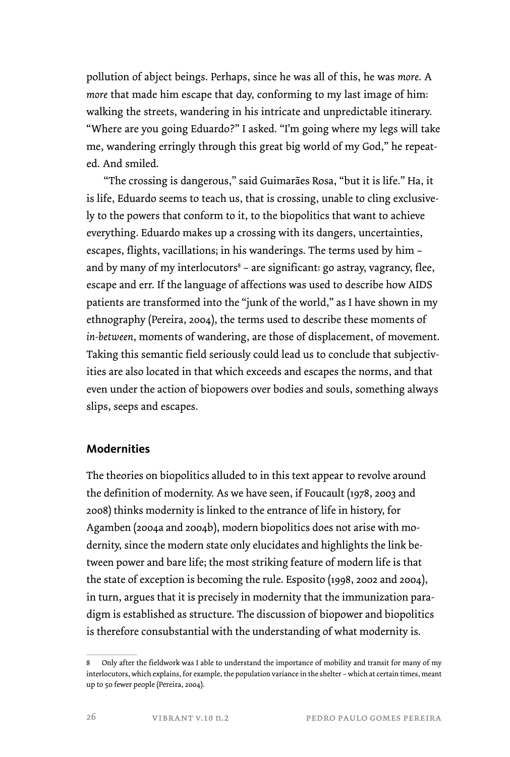pollution of abject beings. Perhaps, since he was all of this, he was *more*. A *more* that made him escape that day, conforming to my last image of him: walking the streets, wandering in his intricate and unpredictable itinerary. "Where are you going Eduardo?" I asked. "I'm going where my legs will take me, wandering erringly through this great big world of my God," he repeated. And smiled.

"The crossing is dangerous," said Guimarães Rosa, "but it is life." Ha, it is life, Eduardo seems to teach us, that is crossing, unable to cling exclusively to the powers that conform to it, to the biopolitics that want to achieve everything. Eduardo makes up a crossing with its dangers, uncertainties, escapes, flights, vacillations; in his wanderings. The terms used by him – and by many of my interlocutors[8] – are significant: go astray, vagrancy, flee, escape and err. If the language of affections was used to describe how AIDS patients are transformed into the "junk of the world," as I have shown in my ethnography (Pereira, 2004), the terms used to describe these moments of *in-between*, moments of wandering, are those of displacement, of movement. Taking this semantic field seriously could lead us to conclude that subjectivities are also located in that which exceeds and escapes the norms, and that even under the action of biopowers over bodies and souls, something always slips, seeps and escapes.

## Modernities

The theories on biopolitics alluded to in this text appear to revolve around the definition of modernity. As we have seen, if Foucault (1978, 2003 and 2008) thinks modernity is linked to the entrance of life in history, for Agamben (2004a and 2004b), modern biopolitics does not arise with modernity, since the modern state only elucidates and highlights the link between power and bare life; the most striking feature of modern life is that the state of exception is becoming the rule. Esposito (1998, 2002 and 2004), in turn, argues that it is precisely in modernity that the immunization paradigm is established as structure. The discussion of biopower and biopolitics is therefore consubstantial with the understanding of what modernity is.

8 Only after the fieldwork was I able to understand the importance of mobility and transit for many of my interlocutors, which explains, for example, the population variance in the shelter – which at certain times, meant up to 50 fewer people (Pereira, 2004).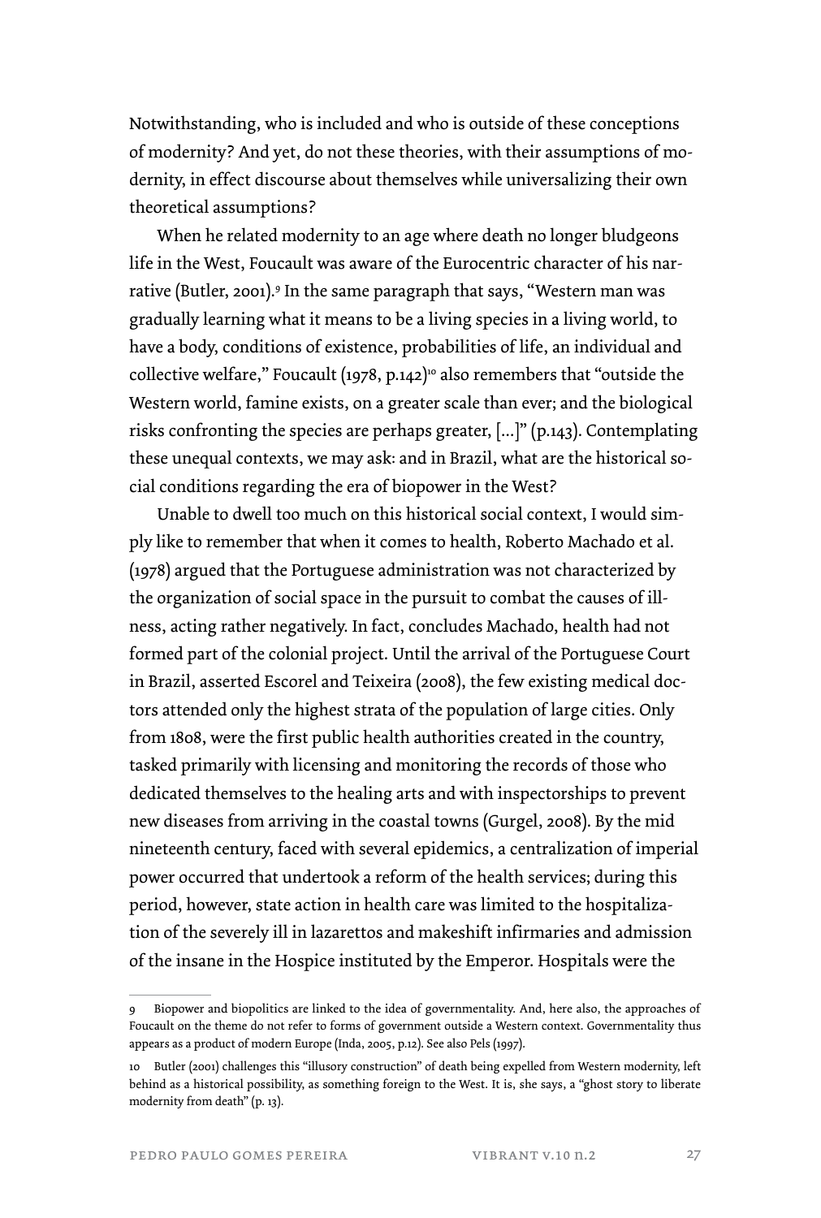Notwithstanding, who is included and who is outside of these conceptions of modernity? And yet, do not these theories, with their assumptions of modernity, in effect discourse about themselves while universalizing their own theoretical assumptions?

When he related modernity to an age where death no longer bludgeons life in the West, Foucault was aware of the Eurocentric character of his narrative (Butler, 2001).[9] In the same paragraph that says, "Western man was gradually learning what it means to be a living species in a living world, to have a body, conditions of existence, probabilities of life, an individual and collective welfare," Foucault (1978, p.142)[10] also remembers that "outside the Western world, famine exists, on a greater scale than ever; and the biological risks confronting the species are perhaps greater, [...]" (p.143). Contemplating these unequal contexts, we may ask: and in Brazil, what are the historical social conditions regarding the era of biopower in the West?

Unable to dwell too much on this historical social context, I would simply like to remember that when it comes to health, Roberto Machado et al. (1978) argued that the Portuguese administration was not characterized by the organization of social space in the pursuit to combat the causes of illness, acting rather negatively. In fact, concludes Machado, health had not formed part of the colonial project. Until the arrival of the Portuguese Court in Brazil, asserted Escorel and Teixeira (2008), the few existing medical doctors attended only the highest strata of the population of large cities. Only from 1808, were the first public health authorities created in the country, tasked primarily with licensing and monitoring the records of those who dedicated themselves to the healing arts and with inspectorships to prevent new diseases from arriving in the coastal towns (Gurgel, 2008). By the mid nineteenth century, faced with several epidemics, a centralization of imperial power occurred that undertook a reform of the health services; during this period, however, state action in health care was limited to the hospitalization of the severely ill in lazarettos and makeshift infirmaries and admission of the insane in the Hospice instituted by the Emperor. Hospitals were the

---

9 Biopower and biopolitics are linked to the idea of governmentality. And, here also, the approaches of Foucault on the theme do not refer to forms of government outside a Western context. Governmentality thus appears as a product of modern Europe (Inda, 2005, p.12). See also Pels (1997).

10 Butler (2001) challenges this "illusory construction" of death being expelled from Western modernity, left behind as a historical possibility, as something foreign to the West. It is, she says, a "ghost story to liberate modernity from death" (p. 13).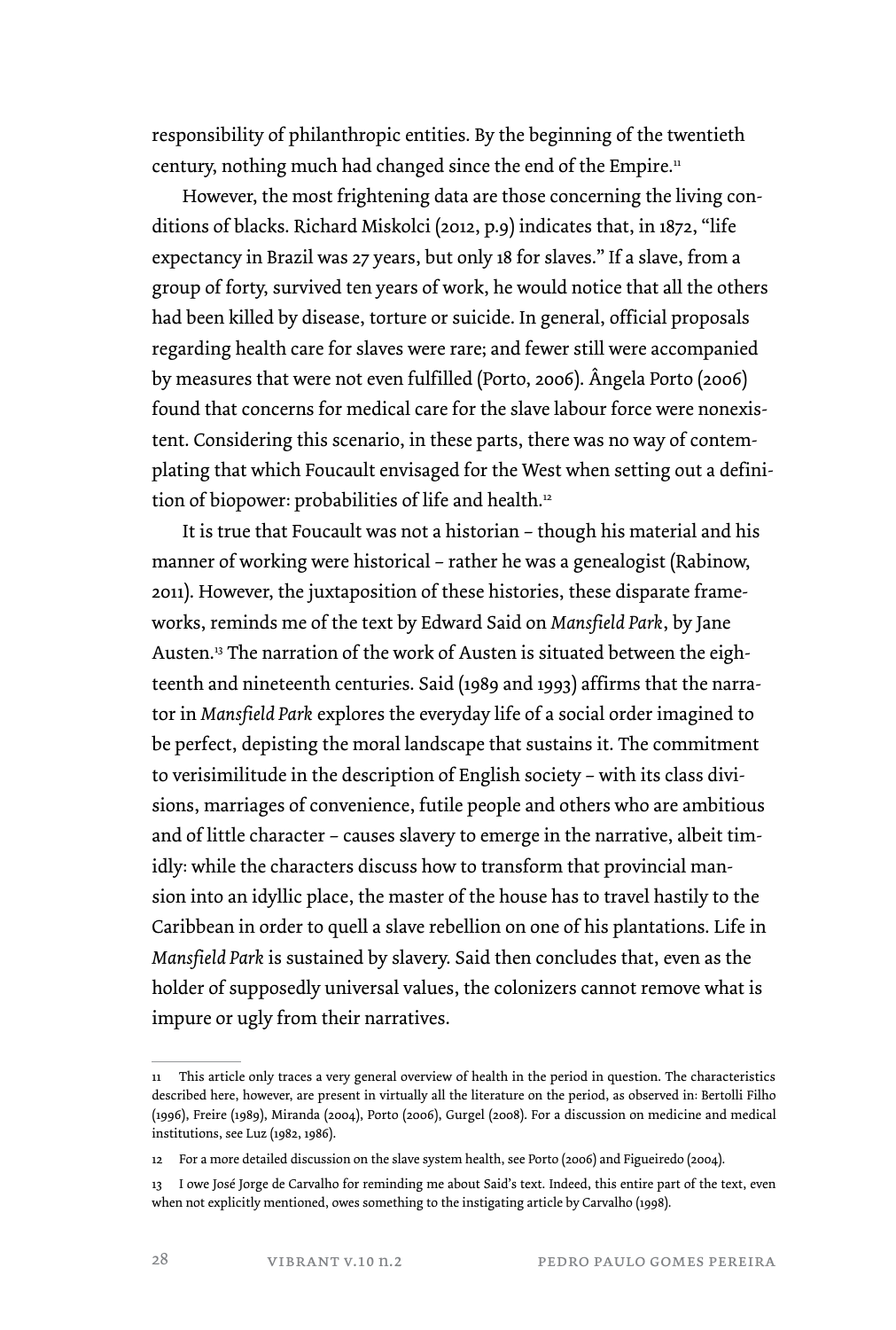responsibility of philanthropic entities. By the beginning of the twentieth century, nothing much had changed since the end of the Empire.[11]

However, the most frightening data are those concerning the living conditions of blacks. Richard Miskolci (2012, p.9) indicates that, in 1872, "life expectancy in Brazil was 27 years, but only 18 for slaves." If a slave, from a group of forty, survived ten years of work, he would notice that all the others had been killed by disease, torture or suicide. In general, official proposals regarding health care for slaves were rare; and fewer still were accompanied by measures that were not even fulfilled (Porto, 2006). Ângela Porto (2006) found that concerns for medical care for the slave labour force were nonexistent. Considering this scenario, in these parts, there was no way of contemplating that which Foucault envisaged for the West when setting out a definition of biopower: probabilities of life and health.[12]

It is true that Foucault was not a historian – though his material and his manner of working were historical – rather he was a genealogist (Rabinow, 2011). However, the juxtaposition of these histories, these disparate frameworks, reminds me of the text by Edward Said on *Mansfield Park*, by Jane Austen.[13] The narration of the work of Austen is situated between the eighteenth and nineteenth centuries. Said (1989 and 1993) affirms that the narrator in *Mansfield Park* explores the everyday life of a social order imagined to be perfect, depisting the moral landscape that sustains it. The commitment to verisimilitude in the description of English society – with its class divisions, marriages of convenience, futile people and others who are ambitious and of little character – causes slavery to emerge in the narrative, albeit timidly: while the characters discuss how to transform that provincial mansion into an idyllic place, the master of the house has to travel hastily to the Caribbean in order to quell a slave rebellion on one of his plantations. Life in *Mansfield Park* is sustained by slavery. Said then concludes that, even as the holder of supposedly universal values, the colonizers cannot remove what is impure or ugly from their narratives.

---

11 This article only traces a very general overview of health in the period in question. The characteristics described here, however, are present in virtually all the literature on the period, as observed in: Bertolli Filho (1996), Freire (1989), Miranda (2004), Porto (2006), Gurgel (2008). For a discussion on medicine and medical institutions, see Luz (1982, 1986).

12 For a more detailed discussion on the slave system health, see Porto (2006) and Figueiredo (2004).

13 I owe José Jorge de Carvalho for reminding me about Said's text. Indeed, this entire part of the text, even when not explicitly mentioned, owes something to the instigating article by Carvalho (1998).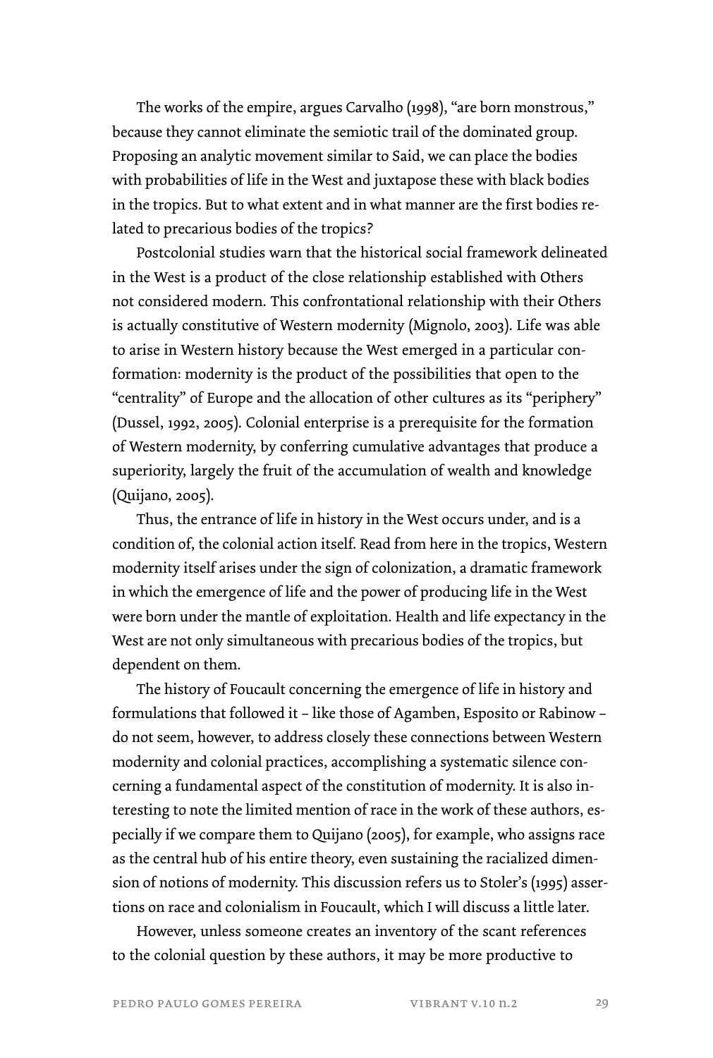The works of the empire, argues Carvalho (1998), "are born monstrous," because they cannot eliminate the semiotic trail of the dominated group. Proposing an analytic movement similar to Said, we can place the bodies with probabilities of life in the West and juxtapose these with black bodies in the tropics. But to what extent and in what manner are the first bodies related to precarious bodies of the tropics?

Postcolonial studies warn that the historical social framework delineated in the West is a product of the close relationship established with Others not considered modern. This confrontational relationship with their Others is actually constitutive of Western modernity (Mignolo, 2003). Life was able to arise in Western history because the West emerged in a particular conformation: modernity is the product of the possibilities that open to the "centrality" of Europe and the allocation of other cultures as its "periphery" (Dussel, 1992, 2005). Colonial enterprise is a prerequisite for the formation of Western modernity, by conferring cumulative advantages that produce a superiority, largely the fruit of the accumulation of wealth and knowledge (Quijano, 2005).

Thus, the entrance of life in history in the West occurs under, and is a condition of, the colonial action itself. Read from here in the tropics, Western modernity itself arises under the sign of colonization, a dramatic framework in which the emergence of life and the power of producing life in the West were born under the mantle of exploitation. Health and life expectancy in the West are not only simultaneous with precarious bodies of the tropics, but dependent on them.

The history of Foucault concerning the emergence of life in history and formulations that followed it – like those of Agamben, Esposito or Rabinow – do not seem, however, to address closely these connections between Western modernity and colonial practices, accomplishing a systematic silence concerning a fundamental aspect of the constitution of modernity. It is also interesting to note the limited mention of race in the work of these authors, especially if we compare them to Quijano (2005), for example, who assigns race as the central hub of his entire theory, even sustaining the racialized dimension of notions of modernity. This discussion refers us to Stoler's (1995) assertions on race and colonialism in Foucault, which I will discuss a little later.

However, unless someone creates an inventory of the scant references to the colonial question by these authors, it may be more productive to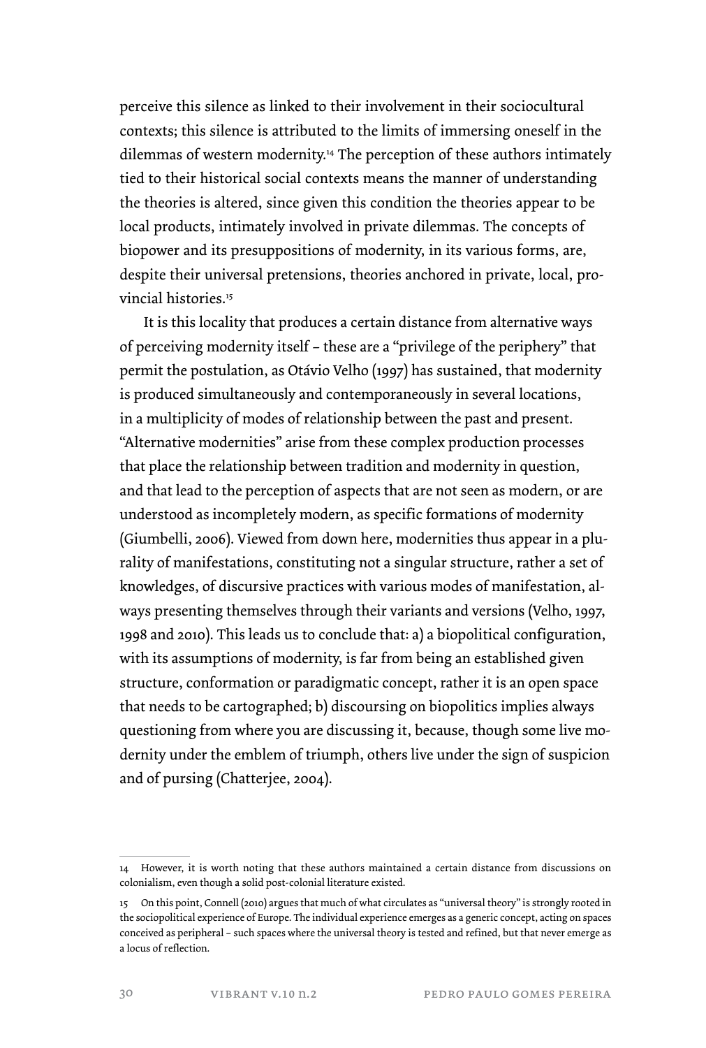perceive this silence as linked to their involvement in their sociocultural contexts; this silence is attributed to the limits of immersing oneself in the dilemmas of western modernity.[14] The perception of these authors intimately tied to their historical social contexts means the manner of understanding the theories is altered, since given this condition the theories appear to be local products, intimately involved in private dilemmas. The concepts of biopower and its presuppositions of modernity, in its various forms, are, despite their universal pretensions, theories anchored in private, local, provincial histories.[15]

It is this locality that produces a certain distance from alternative ways of perceiving modernity itself – these are a "privilege of the periphery" that permit the postulation, as Otávio Velho (1997) has sustained, that modernity is produced simultaneously and contemporaneously in several locations, in a multiplicity of modes of relationship between the past and present. "Alternative modernities" arise from these complex production processes that place the relationship between tradition and modernity in question, and that lead to the perception of aspects that are not seen as modern, or are understood as incompletely modern, as specific formations of modernity (Giumbelli, 2006). Viewed from down here, modernities thus appear in a plurality of manifestations, constituting not a singular structure, rather a set of knowledges, of discursive practices with various modes of manifestation, always presenting themselves through their variants and versions (Velho, 1997, 1998 and 2010). This leads us to conclude that: a) a biopolitical configuration, with its assumptions of modernity, is far from being an established given structure, conformation or paradigmatic concept, rather it is an open space that needs to be cartographed; b) discoursing on biopolitics implies always questioning from where you are discussing it, because, though some live modernity under the emblem of triumph, others live under the sign of suspicion and of pursing (Chatterjee, 2004).

---

14 However, it is worth noting that these authors maintained a certain distance from discussions on colonialism, even though a solid post-colonial literature existed.

15 On this point, Connell (2010) argues that much of what circulates as "universal theory" is strongly rooted in the sociopolitical experience of Europe. The individual experience emerges as a generic concept, acting on spaces conceived as peripheral – such spaces where the universal theory is tested and refined, but that never emerge as a locus of reflection.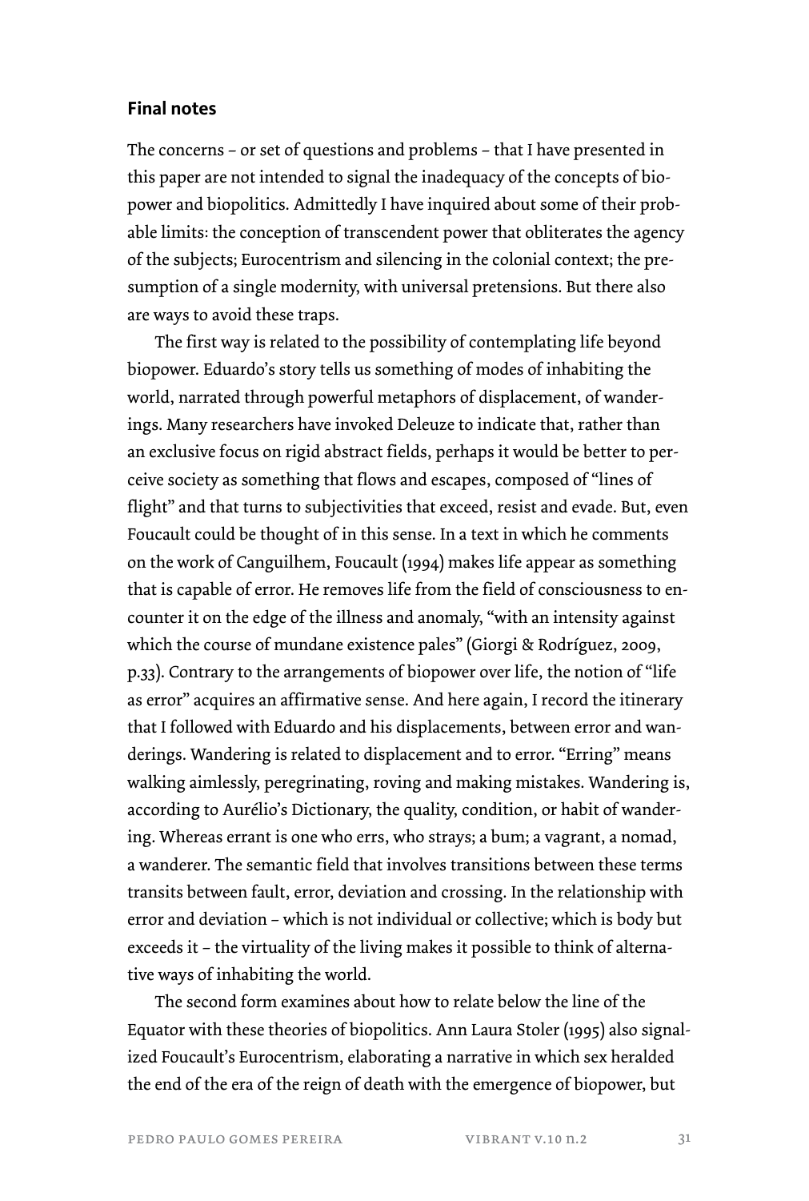### Final notes

The concerns – or set of questions and problems – that I have presented in this paper are not intended to signal the inadequacy of the concepts of biopower and biopolitics. Admittedly I have inquired about some of their probable limits: the conception of transcendent power that obliterates the agency of the subjects; Eurocentrism and silencing in the colonial context; the presumption of a single modernity, with universal pretensions. But there also are ways to avoid these traps.

The first way is related to the possibility of contemplating life beyond biopower. Eduardo's story tells us something of modes of inhabiting the world, narrated through powerful metaphors of displacement, of wanderings. Many researchers have invoked Deleuze to indicate that, rather than an exclusive focus on rigid abstract fields, perhaps it would be better to perceive society as something that flows and escapes, composed of "lines of flight" and that turns to subjectivities that exceed, resist and evade. But, even Foucault could be thought of in this sense. In a text in which he comments on the work of Canguilhem, Foucault (1994) makes life appear as something that is capable of error. He removes life from the field of consciousness to encounter it on the edge of the illness and anomaly, "with an intensity against which the course of mundane existence pales" (Giorgi & Rodríguez, 2009, p.33). Contrary to the arrangements of biopower over life, the notion of "life as error" acquires an affirmative sense. And here again, I record the itinerary that I followed with Eduardo and his displacements, between error and wanderings. Wandering is related to displacement and to error. "Erring" means walking aimlessly, peregrinating, roving and making mistakes. Wandering is, according to Aurélio's Dictionary, the quality, condition, or habit of wandering. Whereas errant is one who errs, who strays; a bum; a vagrant, a nomad, a wanderer. The semantic field that involves transitions between these terms transits between fault, error, deviation and crossing. In the relationship with error and deviation – which is not individual or collective; which is body but exceeds it – the virtuality of the living makes it possible to think of alternative ways of inhabiting the world.

The second form examines about how to relate below the line of the Equator with these theories of biopolitics. Ann Laura Stoler (1995) also signalized Foucault's Eurocentrism, elaborating a narrative in which sex heralded the end of the era of the reign of death with the emergence of biopower, but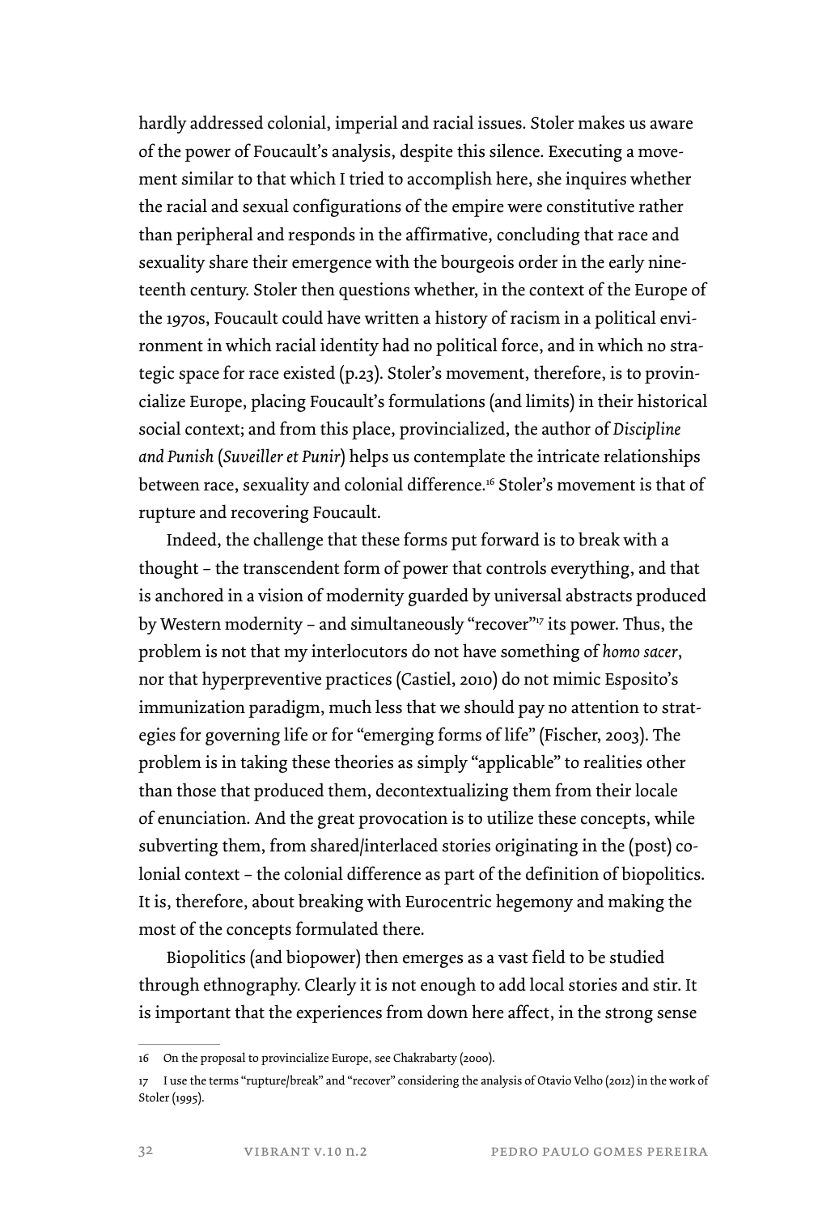hardly addressed colonial, imperial and racial issues. Stoler makes us aware of the power of Foucault's analysis, despite this silence. Executing a movement similar to that which I tried to accomplish here, she inquires whether the racial and sexual configurations of the empire were constitutive rather than peripheral and responds in the affirmative, concluding that race and sexuality share their emergence with the bourgeois order in the early nineteenth century. Stoler then questions whether, in the context of the Europe of the 1970s, Foucault could have written a history of racism in a political environment in which racial identity had no political force, and in which no strategic space for race existed (p.23). Stoler's movement, therefore, is to provincialize Europe, placing Foucault's formulations (and limits) in their historical social context; and from this place, provincialized, the author of *Discipline and Punish* (*Suveiller et Punir*) helps us contemplate the intricate relationships between race, sexuality and colonial difference.[16] Stoler's movement is that of rupture and recovering Foucault.

Indeed, the challenge that these forms put forward is to break with a thought – the transcendent form of power that controls everything, and that is anchored in a vision of modernity guarded by universal abstracts produced by Western modernity – and simultaneously "recover"[17] its power. Thus, the problem is not that my interlocutors do not have something of *homo sacer*, nor that hyperpreventive practices (Castiel, 2010) do not mimic Esposito's immunization paradigm, much less that we should pay no attention to strategies for governing life or for "emerging forms of life" (Fischer, 2003). The problem is in taking these theories as simply "applicable" to realities other than those that produced them, decontextualizing them from their locale of enunciation. And the great provocation is to utilize these concepts, while subverting them, from shared/interlaced stories originating in the (post) colonial context – the colonial difference as part of the definition of biopolitics. It is, therefore, about breaking with Eurocentric hegemony and making the most of the concepts formulated there.

Biopolitics (and biopower) then emerges as a vast field to be studied through ethnography. Clearly it is not enough to add local stories and stir. It is important that the experiences from down here affect, in the strong sense

16 On the proposal to provincialize Europe, see Chakrabarty (2000).

17 I use the terms "rupture/break" and "recover" considering the analysis of Otavio Velho (2012) in the work of Stoler (1995).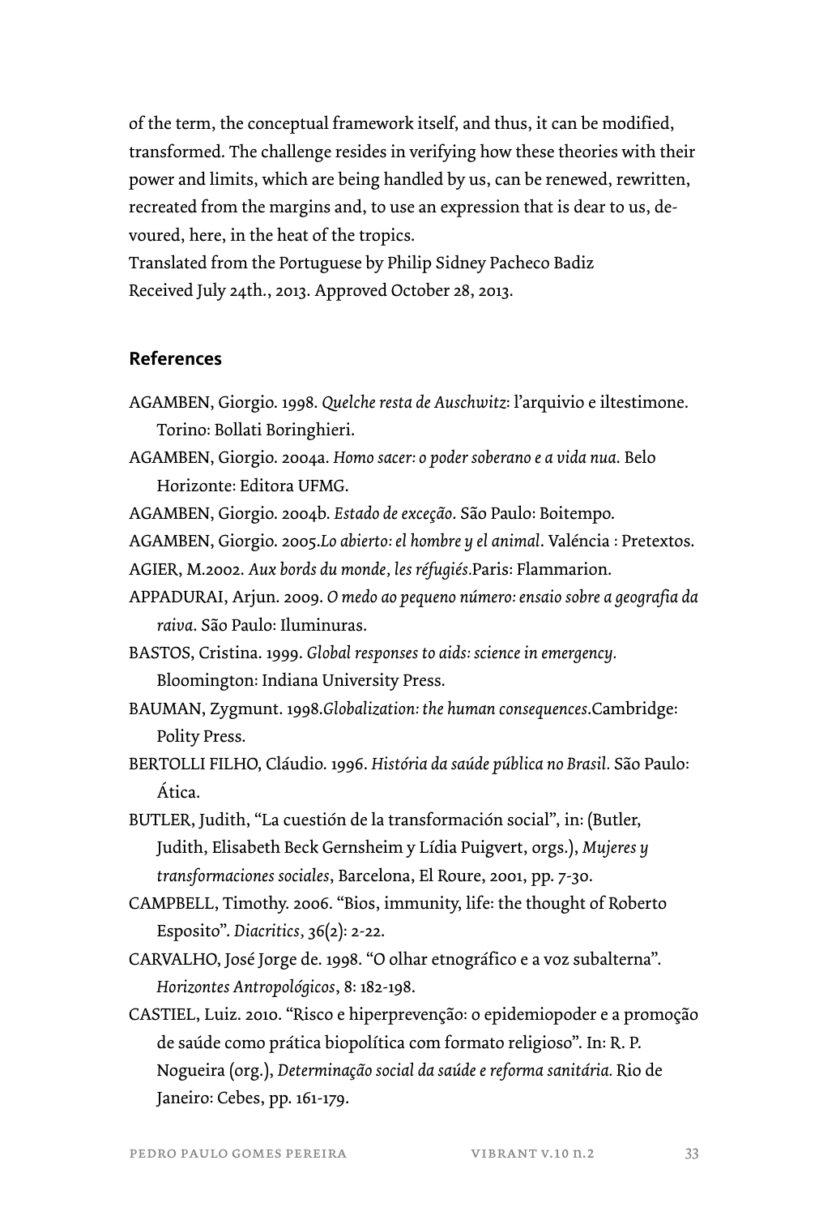of the term, the conceptual framework itself, and thus, it can be modified, transformed. The challenge resides in verifying how these theories with their power and limits, which are being handled by us, can be renewed, rewritten, recreated from the margins and, to use an expression that is dear to us, de-voured, here, in the heat of the tropics.

Translated from the Portuguese by Philip Sidney Pacheco Badiz

Received July 24th., 2013. Approved October 28, 2013.

## References

AGAMBEN, Giorgio. 1998. *Quelche resta de Auschwitz*: l'arquivio e iltestimone. Torino: Bollati Boringhieri.

AGAMBEN, Giorgio. 2004a. *Homo sacer: o poder soberano e a vida nua*. Belo Horizonte: Editora UFMG.

AGAMBEN, Giorgio. 2004b. *Estado de exceção*. São Paulo: Boitempo.

AGAMBEN, Giorgio. 2005.*Lo abierto: el hombre y el animal*. Valéncia : Pretextos.

AGIER, M.2002. *Aux bords du monde, les réfugiés*.Paris: Flammarion.

APPADURAI, Arjun. 2009. *O medo ao pequeno número: ensaio sobre a geografia da raiva*. São Paulo: Iluminuras.

BASTOS, Cristina. 1999. *Global responses to aids: science in emergency.* Bloomington: Indiana University Press.

BAUMAN, Zygmunt. 1998.*Globalization: the human consequences*.Cambridge: Polity Press.

BERTOLLI FILHO, Cláudio. 1996. *História da saúde pública no Brasil.* São Paulo: Ática.

BUTLER, Judith, "La cuestión de la transformación social", in: (Butler, Judith, Elisabeth Beck Gernsheim y Lídia Puigvert, orgs.), *Mujeres y transformaciones sociales*, Barcelona, El Roure, 2001, pp. 7-30.

CAMPBELL, Timothy. 2006. "Bios, immunity, life: the thought of Roberto Esposito". *Diacritics*, 36(2): 2-22.

CARVALHO, José Jorge de. 1998. "O olhar etnográfico e a voz subalterna". *Horizontes Antropológicos*, 8: 182-198.

CASTIEL, Luiz. 2010. "Risco e hiperprevenção: o epidemiopoder e a promoção de saúde como prática biopolítica com formato religioso". In: R. P. Nogueira (org.), *Determinação social da saúde e reforma sanitária.* Rio de Janeiro: Cebes, pp. 161-179.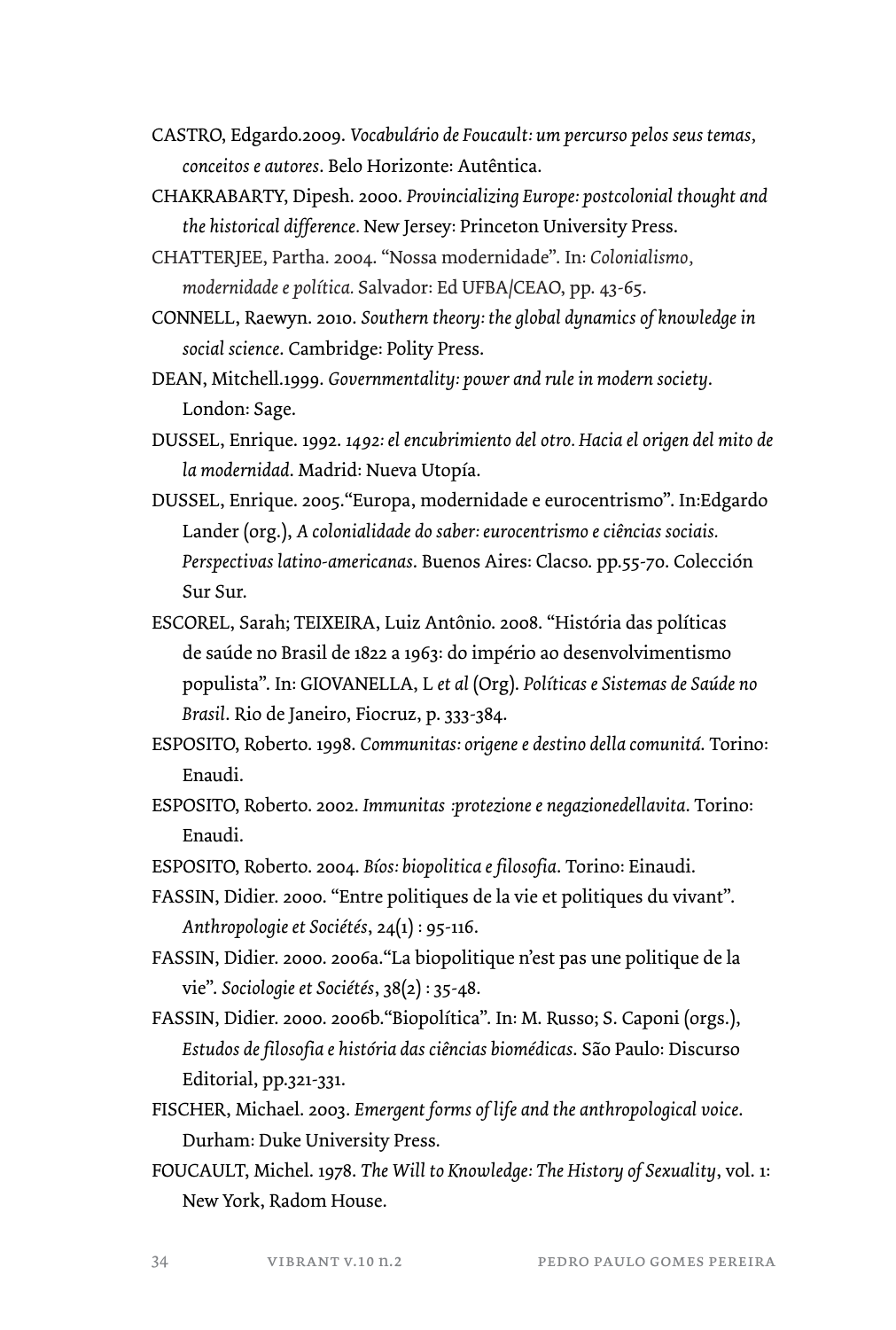CASTRO, Edgardo.2009. *Vocabulário de Foucault: um percurso pelos seus temas, conceitos e autores*. Belo Horizonte: Autêntica.

CHAKRABARTY, Dipesh. 2000. *Provincializing Europe: postcolonial thought and the historical difference.* New Jersey: Princeton University Press.

CHATTERJEE, Partha. 2004. "Nossa modernidade". In: *Colonialismo, modernidade e política.* Salvador: Ed UFBA/CEAO, pp. 43-65.

CONNELL, Raewyn. 2010. *Southern theory: the global dynamics of knowledge in social science*. Cambridge: Polity Press.

DEAN, Mitchell.1999. *Governmentality: power and rule in modern society*. London: Sage.

DUSSEL, Enrique. 1992. *1492: el encubrimiento del otro. Hacia el origen del mito de la modernidad*. Madrid: Nueva Utopía.

DUSSEL, Enrique. 2005."Europa, modernidade e eurocentrismo". In:Edgardo Lander (org.), *A colonialidade do saber: eurocentrismo e ciências sociais. Perspectivas latino-americanas*. Buenos Aires: Clacso. pp.55-70. Colección Sur Sur.

ESCOREL, Sarah; TEIXEIRA, Luiz Antônio. 2008. "História das políticas de saúde no Brasil de 1822 a 1963: do império ao desenvolvimentismo populista". In: GIOVANELLA, L *et al* (Org). *Políticas e Sistemas de Saúde no Brasil*. Rio de Janeiro, Fiocruz, p. 333-384.

ESPOSITO, Roberto. 1998. *Communitas: origene e destino della comunitá*. Torino: Enaudi.

ESPOSITO, Roberto. 2002. *Immunitas :protezione e negazionedellavita*. Torino: Enaudi.

ESPOSITO, Roberto. 2004. *Bíos: biopolitica e filosofia*. Torino: Einaudi.

FASSIN, Didier. 2000. "Entre politiques de la vie et politiques du vivant". *Anthropologie et Sociétés*, 24(1) : 95-116.

FASSIN, Didier. 2000. 2006a."La biopolitique n'est pas une politique de la vie". *Sociologie et Sociétés*, 38(2) : 35-48.

FASSIN, Didier. 2000. 2006b."Biopolítica". In: M. Russo; S. Caponi (orgs.), *Estudos de filosofia e história das ciências biomédicas*. São Paulo: Discurso Editorial, pp.321-331.

FISCHER, Michael. 2003. *Emergent forms of life and the anthropological voice*. Durham: Duke University Press.

FOUCAULT, Michel. 1978. *The Will to Knowledge: The History of Sexuality*, vol. 1: New York, Radom House.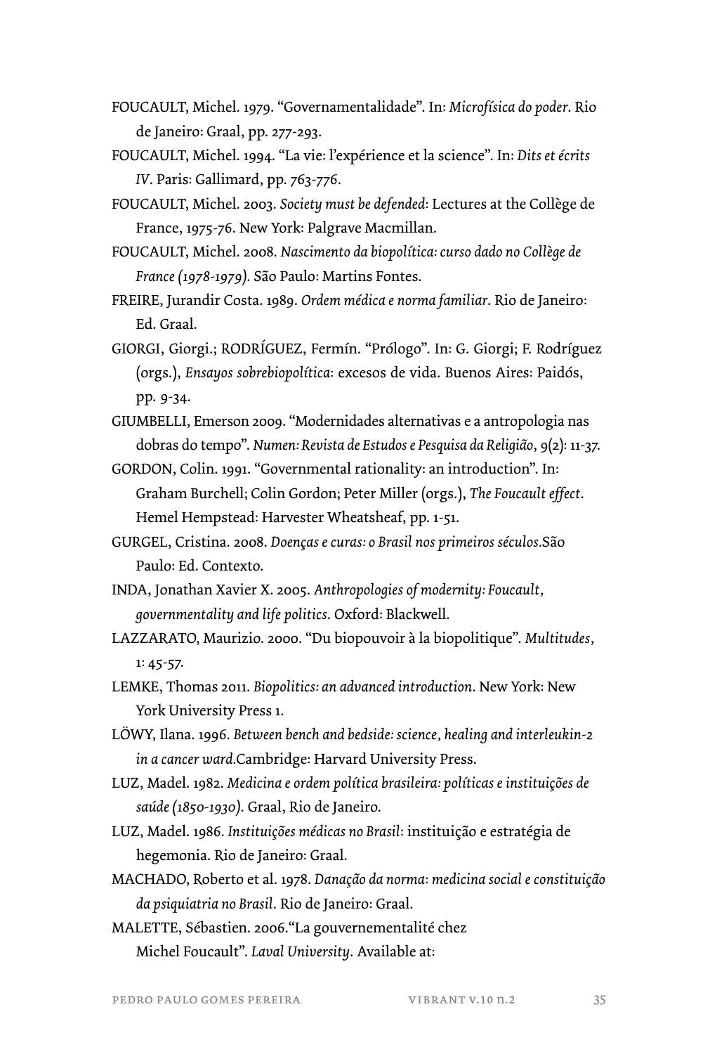FOUCAULT, Michel. 1979. “Governamentalidade”. In: *Microfísica do poder*. Rio de Janeiro: Graal, pp. 277-293.

FOUCAULT, Michel. 1994. “La vie: l’expérience et la science”. In: *Dits et écrits IV*. Paris: Gallimard, pp. 763-776.

FOUCAULT, Michel. 2003. *Society must be defended*: Lectures at the Collège de France, 1975-76. New York: Palgrave Macmillan.

FOUCAULT, Michel. 2008. *Nascimento da biopolítica: curso dado no Collège de France (1978-1979).* São Paulo: Martins Fontes.

FREIRE, Jurandir Costa. 1989. *Ordem médica e norma familiar*. Rio de Janeiro: Ed. Graal.

GIORGI, Giorgi.; RODRÍGUEZ, Fermín. “Prólogo”. In: G. Giorgi; F. Rodríguez (orgs.), *Ensayos sobrebiopolítica*: excesos de vida. Buenos Aires: Paidós, pp. 9-34.

GIUMBELLI, Emerson 2009. “Modernidades alternativas e a antropologia nas dobras do tempo”. *Numen: Revista de Estudos e Pesquisa da Religião*, 9(2): 11-37.

GORDON, Colin. 1991. “Governmental rationality: an introduction”. In: Graham Burchell; Colin Gordon; Peter Miller (orgs.), *The Foucault effect*. Hemel Hempstead: Harvester Wheatsheaf, pp. 1-51.

GURGEL, Cristina. 2008. *Doenças e curas: o Brasil nos primeiros séculos.*São Paulo: Ed. Contexto.

INDA, Jonathan Xavier X. 2005. *Anthropologies of modernity: Foucault, governmentality and life politics*. Oxford: Blackwell.

LAZZARATO, Maurizio. 2000. “Du biopouvoir à la biopolitique”. *Multitudes*, 1: 45-57.

LEMKE, Thomas 2011. *Biopolitics: an advanced introduction*. New York: New York University Press 1.

LÖWY, Ilana. 1996. *Between bench and bedside: science, healing and interleukin-2 in a cancer ward.*Cambridge: Harvard University Press.

LUZ, Madel. 1982. *Medicina e ordem política brasileira: políticas e instituições de saúde (1850-1930)*. Graal, Rio de Janeiro.

LUZ, Madel. 1986. *Instituições médicas no Brasil*: instituição e estratégia de hegemonia. Rio de Janeiro: Graal.

MACHADO, Roberto et al. 1978. *Danação da norma: medicina social e constituição da psiquiatria no Brasil*. Rio de Janeiro: Graal.

MALETTE, Sébastien. 2006.“La gouvernementalité chez Michel Foucault”. *Laval University*. Available at: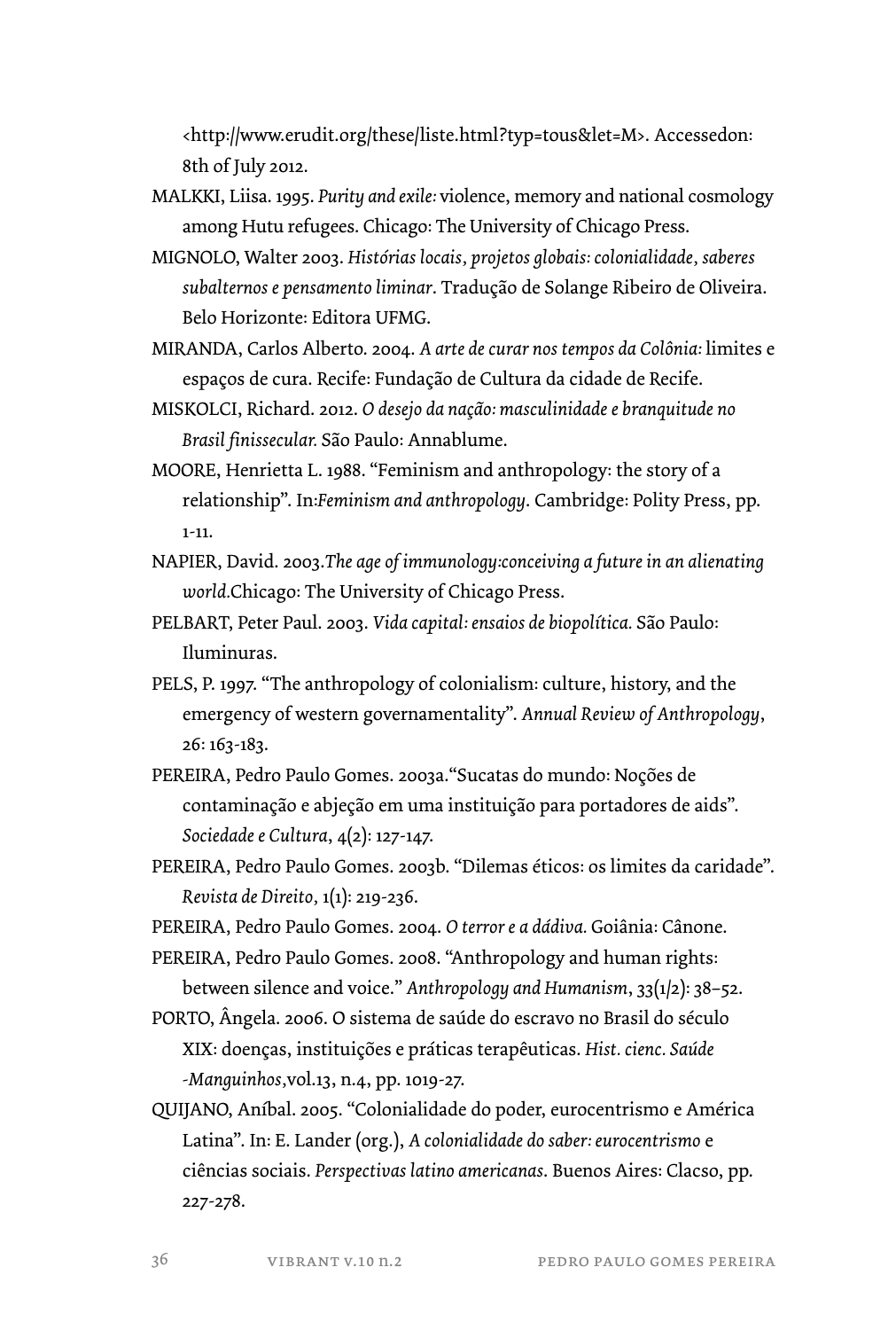<http://www.erudit.org/these/liste.html?typ=tous&let=M>. Accessedon: 8th of July 2012.

MALKKI, Liisa. 1995. *Purity and exile:* violence, memory and national cosmology among Hutu refugees. Chicago: The University of Chicago Press.

MIGNOLO, Walter 2003. *Histórias locais, projetos globais: colonialidade, saberes subalternos e pensamento liminar*. Tradução de Solange Ribeiro de Oliveira. Belo Horizonte: Editora UFMG.

MIRANDA, Carlos Alberto. 2004. *A arte de curar nos tempos da Colônia:* limites e espaços de cura. Recife: Fundação de Cultura da cidade de Recife.

MISKOLCI, Richard. 2012. *O desejo da nação: masculinidade e branquitude no Brasil finissecular.* São Paulo: Annablume.

MOORE, Henrietta L. 1988. "Feminism and anthropology: the story of a relationship". In:*Feminism and anthropology*. Cambridge: Polity Press, pp. 1-11.

NAPIER, David. 2003.*The age of immunology:conceiving a future in an alienating world*.Chicago: The University of Chicago Press.

PELBART, Peter Paul. 2003. *Vida capital: ensaios de biopolítica.* São Paulo: Iluminuras.

PELS, P. 1997. "The anthropology of colonialism: culture, history, and the emergency of western governamentality". *Annual Review of Anthropology*, 26: 163-183.

PEREIRA, Pedro Paulo Gomes. 2003a."Sucatas do mundo: Noções de contaminação e abjeção em uma instituição para portadores de aids". *Sociedade e Cultura*, 4(2): 127-147.

PEREIRA, Pedro Paulo Gomes. 2003b. "Dilemas éticos: os limites da caridade". *Revista de Direito*, 1(1): 219-236.

PEREIRA, Pedro Paulo Gomes. 2004. *O terror e a dádiva.* Goiânia: Cânone.

PEREIRA, Pedro Paulo Gomes. 2008. "Anthropology and human rights: between silence and voice." *Anthropology and Humanism*, 33(1/2): 38–52.

PORTO, Ângela. 2006. O sistema de saúde do escravo no Brasil do século XIX: doenças, instituições e práticas terapêuticas. *Hist. cienc. Saúde -Manguinhos*,vol.13, n.4, pp. 1019-27.

QUIJANO, Aníbal. 2005. "Colonialidade do poder, eurocentrismo e América Latina". In: E. Lander (org.), *A colonialidade do saber: eurocentrismo* e ciências sociais. *Perspectivas latino americanas*. Buenos Aires: Clacso, pp. 227-278.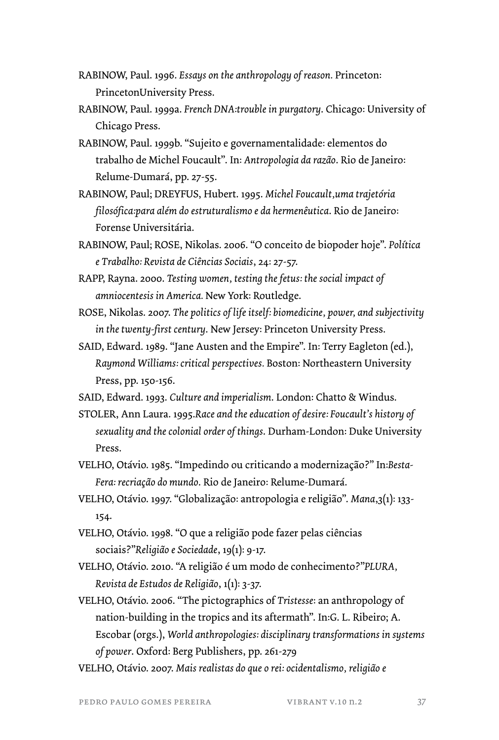RABINOW, Paul. 1996. *Essays on the anthropology of reason.* Princeton: PrincetonUniversity Press.

RABINOW, Paul. 1999a. *French DNA:trouble in purgatory*. Chicago: University of Chicago Press.

RABINOW, Paul. 1999b. "Sujeito e governamentalidade: elementos do trabalho de Michel Foucault". In: *Antropologia da razão*. Rio de Janeiro: Relume-Dumará, pp. 27-55.

RABINOW, Paul; DREYFUS, Hubert. 1995. *Michel Foucault,uma trajetória filosófica:para além do estruturalismo e da hermenêutica*. Rio de Janeiro: Forense Universitária.

RABINOW, Paul; ROSE, Nikolas. 2006. "O conceito de biopoder hoje". *Política e Trabalho: Revista de Ciências Sociais*, 24: 27-57.

RAPP, Rayna. 2000. *Testing women, testing the fetus: the social impact of amniocentesis in America.* New York: Routledge.

ROSE, Nikolas. 2007. *The politics of life itself: biomedicine, power, and subjectivity in the twenty-first century*. New Jersey: Princeton University Press.

SAID, Edward. 1989. "Jane Austen and the Empire". In: Terry Eagleton (ed.), *Raymond Williams: critical perspectives.* Boston: Northeastern University Press, pp. 150-156.

SAID, Edward. 1993. *Culture and imperialism.* London: Chatto & Windus.

STOLER, Ann Laura. 1995.*Race and the education of desire: Foucault's history of sexuality and the colonial order of things*. Durham-London: Duke University Press.

VELHO, Otávio. 1985. "Impedindo ou criticando a modernização?" In:*Besta-Fera: recriação do mundo*. Rio de Janeiro: Relume-Dumará.

VELHO, Otávio. 1997. "Globalização: antropologia e religião". *Mana*,3(1): 133-154.

VELHO, Otávio. 1998. "O que a religião pode fazer pelas ciências sociais?"*Religião e Sociedade*, 19(1): 9-17.

VELHO, Otávio. 2010. "A religião é um modo de conhecimento?"*PLURA, Revista de Estudos de Religião*, 1(1): 3-37.

VELHO, Otávio. 2006. "The pictographics of *Tristesse*: an anthropology of nation-building in the tropics and its aftermath". In:G. L. Ribeiro; A. Escobar (orgs.), *World anthropologies: disciplinary transformations in systems of power*. Oxford: Berg Publishers, pp. 261-279

VELHO, Otávio. 2007. *Mais realistas do que o rei: ocidentalismo, religião e*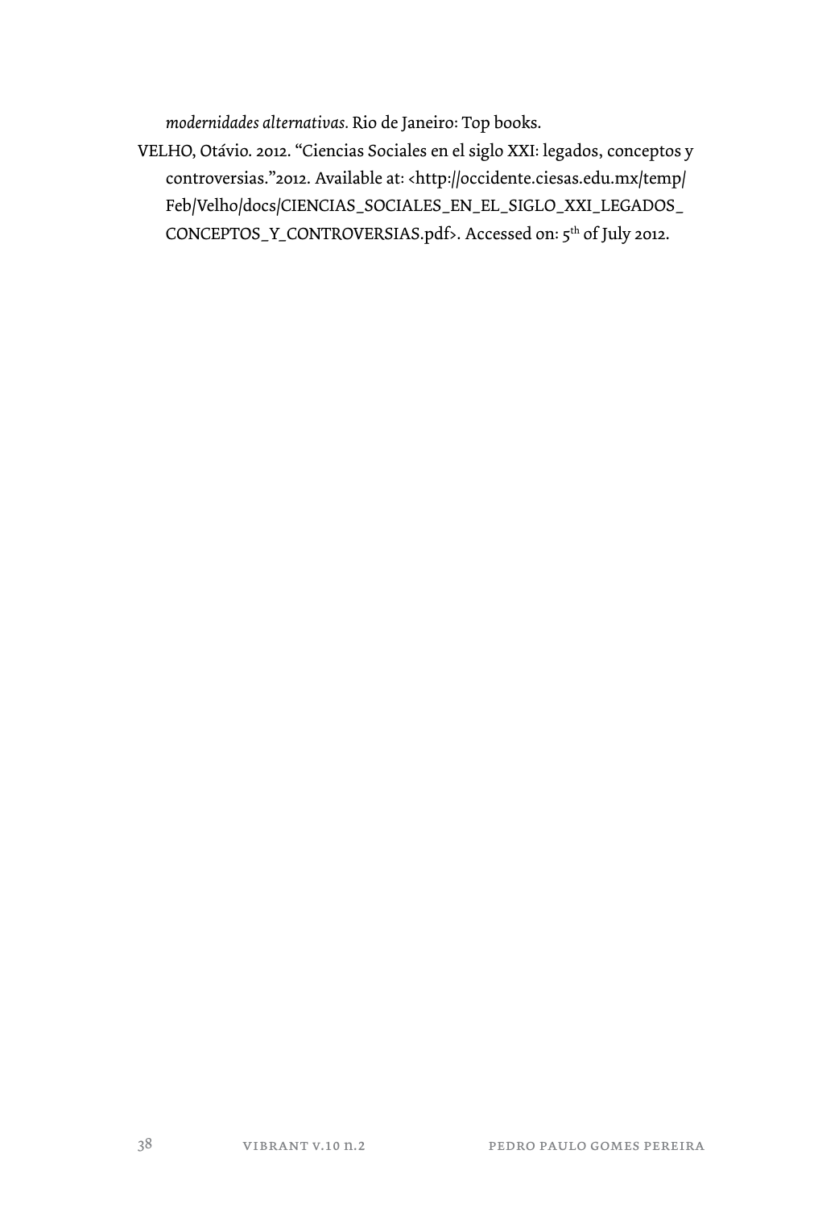*modernidades alternativas.* Rio de Janeiro: Top books.

VELHO, Otávio. 2012. "Ciencias Sociales en el siglo XXI: legados, conceptos y controversias."2012. Available at: <http://occidente.ciesas.edu.mx/temp/Feb/Velho/docs/CIENCIAS_SOCIALES_EN_EL_SIGLO_XXI_LEGADOS_CONCEPTOS_Y_CONTROVERSIAS.pdf>. Accessed on: 5th of July 2012.